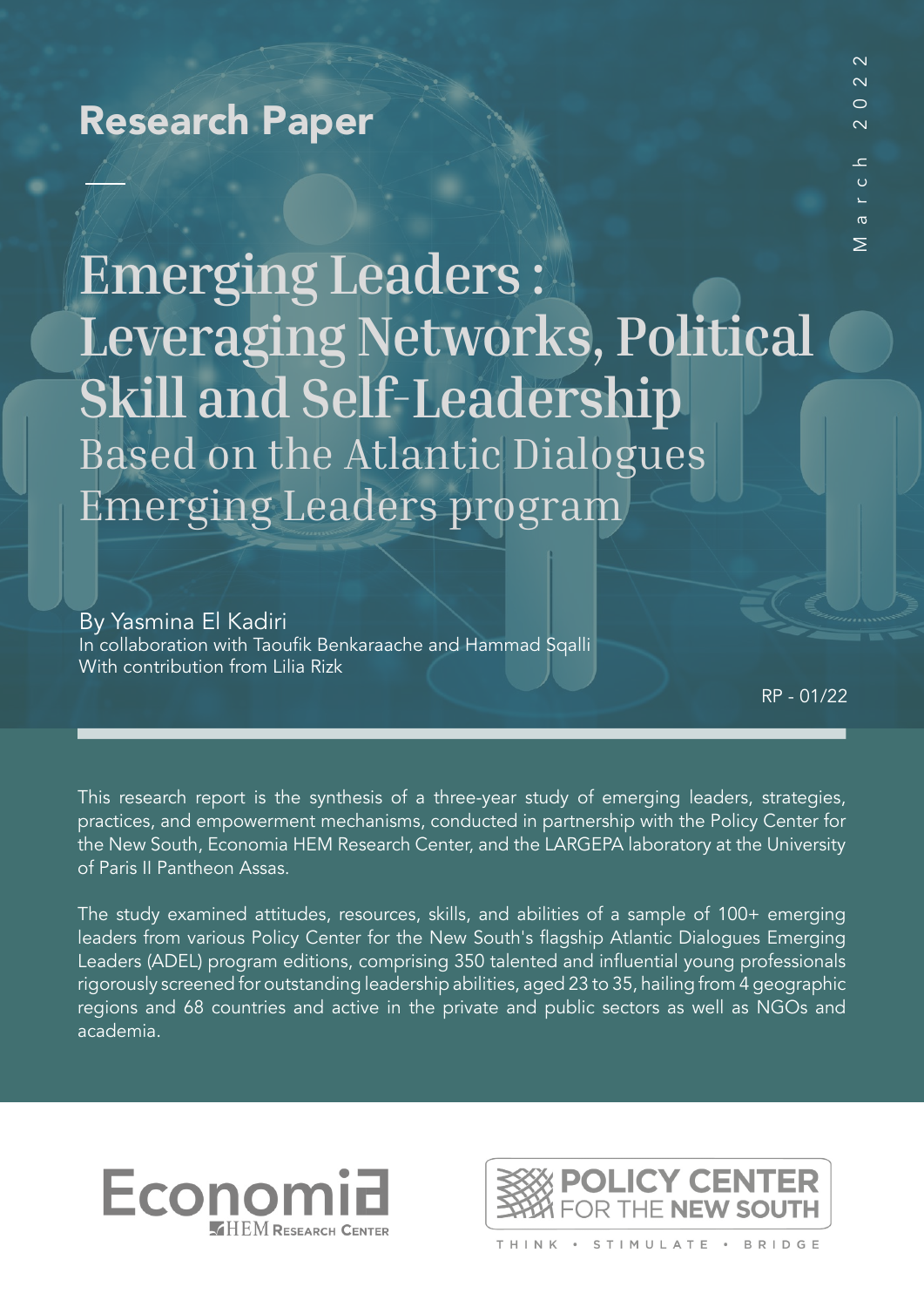Research Paper

March 2022

# Emerging Leaders : Leveraging Networks, Political Skill and Self-Leadership

## Based on the Atlantic Dialogues Emerging Leaders program

By Yasmina El Kadiri
In collaboration with Taoufik Benkaraache and Hammad Sqalli
With contribution from Lilia Rizk

RP - 01/22

This research report is the synthesis of a three-year study of emerging leaders, strategies, practices, and empowerment mechanisms, conducted in partnership with the Policy Center for the New South, Economia HEM Research Center, and the LARGEPA laboratory at the University of Paris II Pantheon Assas.

The study examined attitudes, resources, skills, and abilities of a sample of 100+ emerging leaders from various Policy Center for the New South's flagship Atlantic Dialogues Emerging Leaders (ADEL) program editions, comprising 350 talented and influential young professionals rigorously screened for outstanding leadership abilities, aged 23 to 35, hailing from 4 geographic regions and 68 countries and active in the private and public sectors as well as NGOs and academia.

Economia HEM Research Center

POLICY CENTER FOR THE NEW SOUTH

THINK • STIMULATE • BRIDGE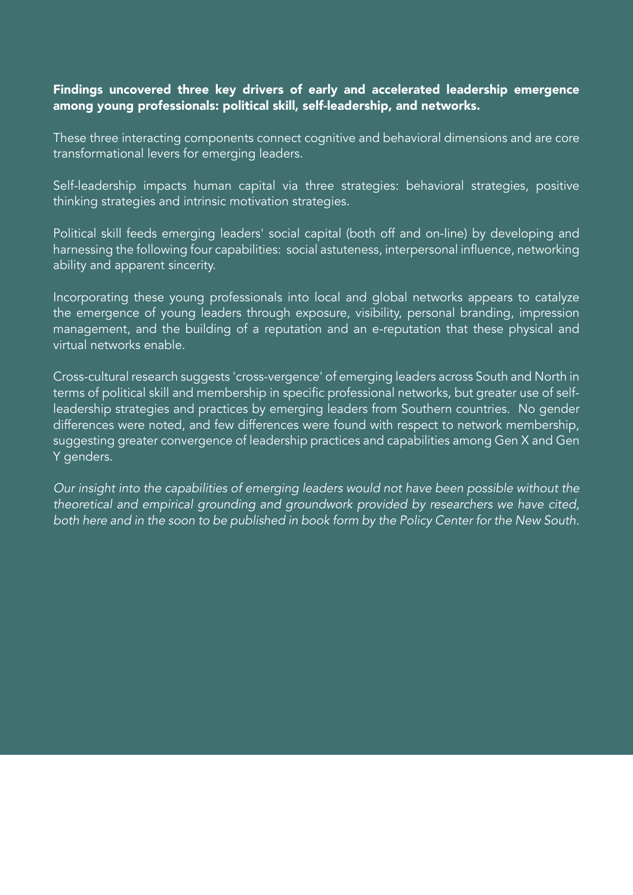**Findings uncovered three key drivers of early and accelerated leadership emergence among young professionals: political skill, self-leadership, and networks.**

These three interacting components connect cognitive and behavioral dimensions and are core transformational levers for emerging leaders.

Self-leadership impacts human capital via three strategies: behavioral strategies, positive thinking strategies and intrinsic motivation strategies.

Political skill feeds emerging leaders' social capital (both off and on-line) by developing and harnessing the following four capabilities: social astuteness, interpersonal influence, networking ability and apparent sincerity.

Incorporating these young professionals into local and global networks appears to catalyze the emergence of young leaders through exposure, visibility, personal branding, impression management, and the building of a reputation and an e-reputation that these physical and virtual networks enable.

Cross-cultural research suggests 'cross-vergence' of emerging leaders across South and North in terms of political skill and membership in specific professional networks, but greater use of self-leadership strategies and practices by emerging leaders from Southern countries. No gender differences were noted, and few differences were found with respect to network membership, suggesting greater convergence of leadership practices and capabilities among Gen X and Gen Y genders.

*Our insight into the capabilities of emerging leaders would not have been possible without the theoretical and empirical grounding and groundwork provided by researchers we have cited, both here and in the soon to be published in book form by the Policy Center for the New South.*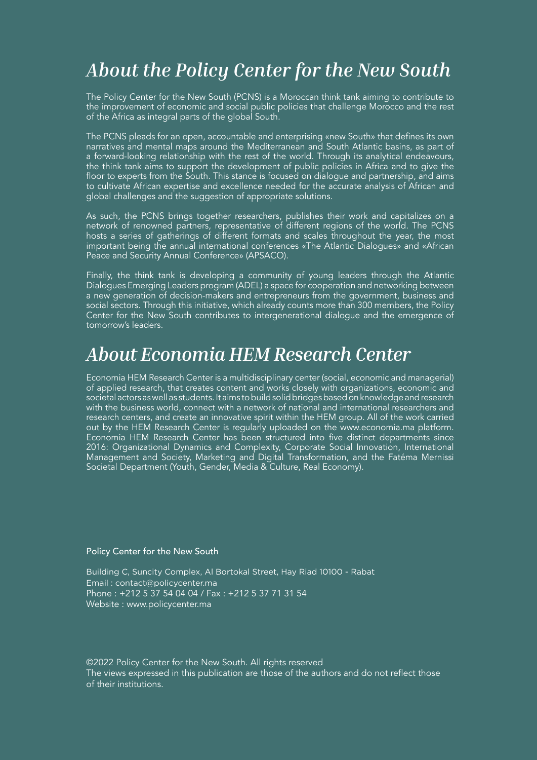## *About the Policy Center for the New South*

The Policy Center for the New South (PCNS) is a Moroccan think tank aiming to contribute to the improvement of economic and social public policies that challenge Morocco and the rest of the Africa as integral parts of the global South.

The PCNS pleads for an open, accountable and enterprising «new South» that defines its own narratives and mental maps around the Mediterranean and South Atlantic basins, as part of a forward-looking relationship with the rest of the world. Through its analytical endeavours, the think tank aims to support the development of public policies in Africa and to give the floor to experts from the South. This stance is focused on dialogue and partnership, and aims to cultivate African expertise and excellence needed for the accurate analysis of African and global challenges and the suggestion of appropriate solutions.

As such, the PCNS brings together researchers, publishes their work and capitalizes on a network of renowned partners, representative of different regions of the world. The PCNS hosts a series of gatherings of different formats and scales throughout the year, the most important being the annual international conferences «The Atlantic Dialogues» and «African Peace and Security Annual Conference» (APSACO).

Finally, the think tank is developing a community of young leaders through the Atlantic Dialogues Emerging Leaders program (ADEL) a space for cooperation and networking between a new generation of decision-makers and entrepreneurs from the government, business and social sectors. Through this initiative, which already counts more than 300 members, the Policy Center for the New South contributes to intergenerational dialogue and the emergence of tomorrow's leaders.

## *About Economia HEM Research Center*

Economia HEM Research Center is a multidisciplinary center (social, economic and managerial) of applied research, that creates content and works closely with organizations, economic and societal actors as well as students. It aims to build solid bridges based on knowledge and research with the business world, connect with a network of national and international researchers and research centers, and create an innovative spirit within the HEM group. All of the work carried out by the HEM Research Center is regularly uploaded on the www.economia.ma platform. Economia HEM Research Center has been structured into five distinct departments since 2016: Organizational Dynamics and Complexity, Corporate Social Innovation, International Management and Society, Marketing and Digital Transformation, and the Fatéma Mernissi Societal Department (Youth, Gender, Media & Culture, Real Economy).

Policy Center for the New South

Building C, Suncity Complex, Al Bortokal Street, Hay Riad 10100 - Rabat
Email : contact@policycenter.ma
Phone : +212 5 37 54 04 04 / Fax : +212 5 37 71 31 54
Website : www.policycenter.ma

©2022 Policy Center for the New South. All rights reserved
The views expressed in this publication are those of the authors and do not reflect those of their institutions.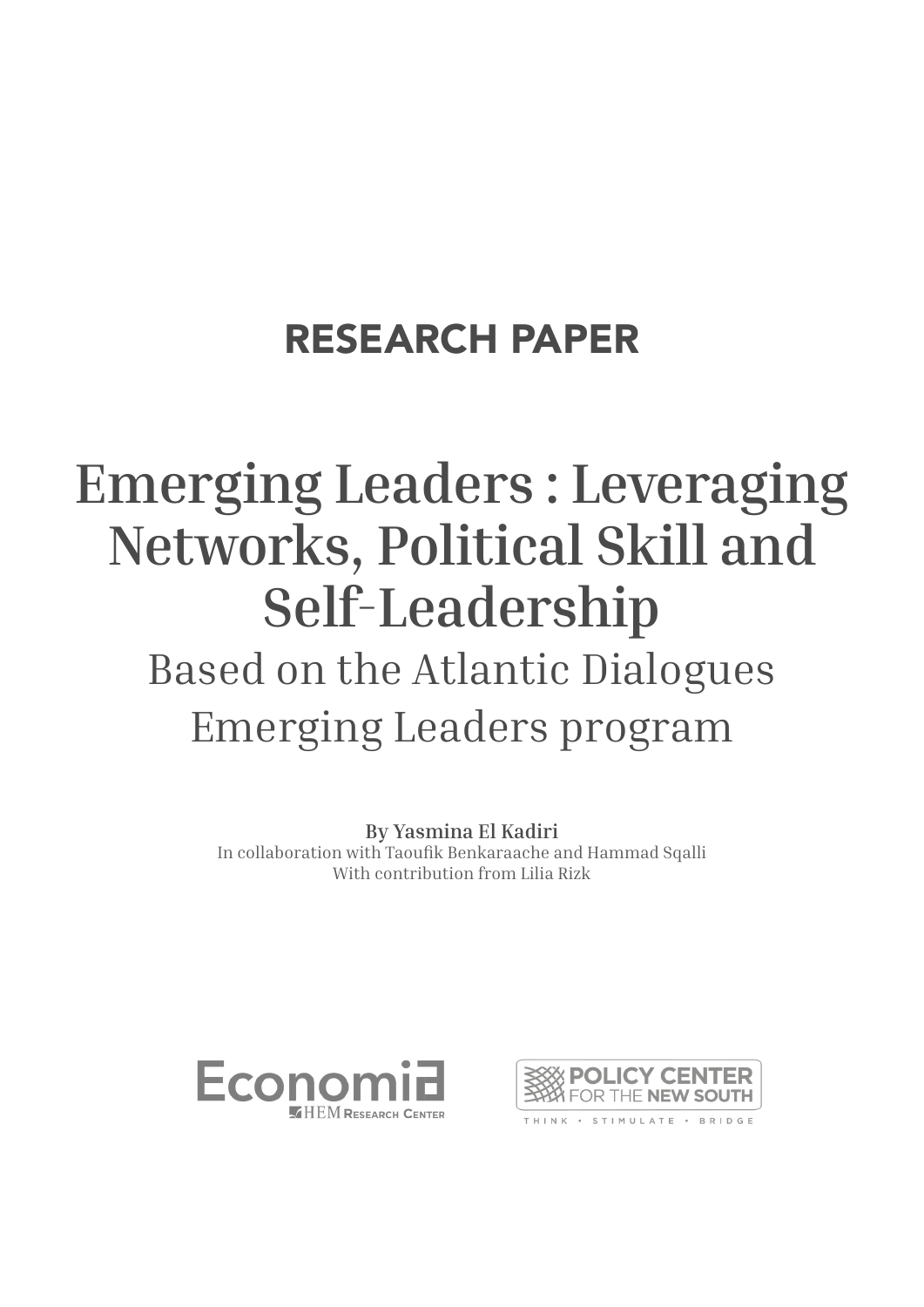**RESEARCH PAPER**

# Emerging Leaders : Leveraging Networks, Political Skill and Self-Leadership

## Based on the Atlantic Dialogues Emerging Leaders program

**By Yasmina El Kadiri**

In collaboration with Taoufik Benkaraache and Hammad Sqalli

With contribution from Lilia Rizk

Economia HEM Research Center

POLICY CENTER FOR THE NEW SOUTH

THINK • STIMULATE • BRIDGE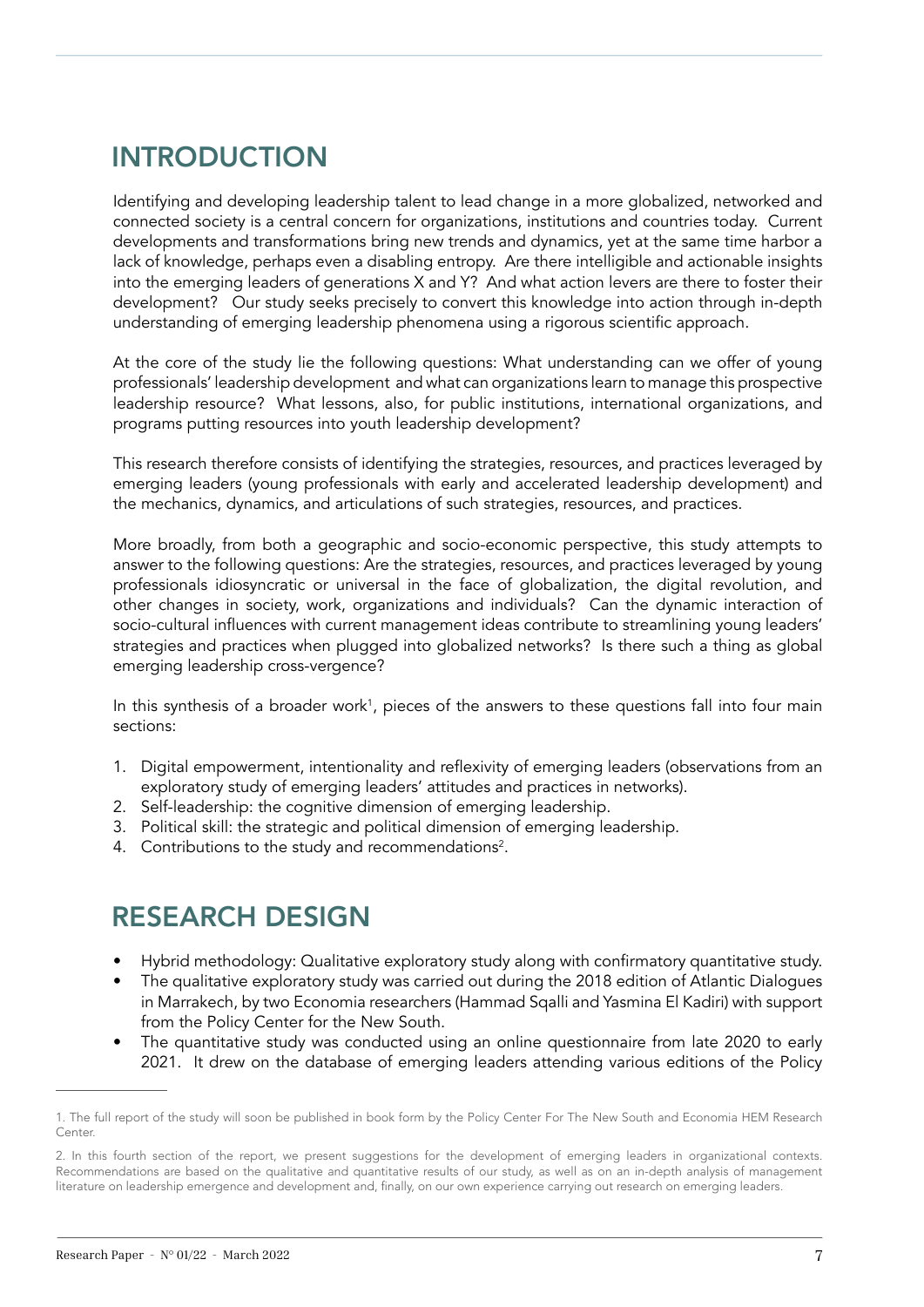# INTRODUCTION

Identifying and developing leadership talent to lead change in a more globalized, networked and connected society is a central concern for organizations, institutions and countries today. Current developments and transformations bring new trends and dynamics, yet at the same time harbor a lack of knowledge, perhaps even a disabling entropy. Are there intelligible and actionable insights into the emerging leaders of generations X and Y? And what action levers are there to foster their development? Our study seeks precisely to convert this knowledge into action through in-depth understanding of emerging leadership phenomena using a rigorous scientific approach.

At the core of the study lie the following questions: What understanding can we offer of young professionals' leadership development and what can organizations learn to manage this prospective leadership resource? What lessons, also, for public institutions, international organizations, and programs putting resources into youth leadership development?

This research therefore consists of identifying the strategies, resources, and practices leveraged by emerging leaders (young professionals with early and accelerated leadership development) and the mechanics, dynamics, and articulations of such strategies, resources, and practices.

More broadly, from both a geographic and socio-economic perspective, this study attempts to answer to the following questions: Are the strategies, resources, and practices leveraged by young professionals idiosyncratic or universal in the face of globalization, the digital revolution, and other changes in society, work, organizations and individuals? Can the dynamic interaction of socio-cultural influences with current management ideas contribute to streamlining young leaders' strategies and practices when plugged into globalized networks? Is there such a thing as global emerging leadership cross-vergence?

In this synthesis of a broader work[1], pieces of the answers to these questions fall into four main sections:

1. Digital empowerment, intentionality and reflexivity of emerging leaders (observations from an exploratory study of emerging leaders' attitudes and practices in networks).
2. Self-leadership: the cognitive dimension of emerging leadership.
3. Political skill: the strategic and political dimension of emerging leadership.
4. Contributions to the study and recommendations[2].

# RESEARCH DESIGN

- Hybrid methodology: Qualitative exploratory study along with confirmatory quantitative study.
- The qualitative exploratory study was carried out during the 2018 edition of Atlantic Dialogues in Marrakech, by two Economia researchers (Hammad Sqalli and Yasmina El Kadiri) with support from the Policy Center for the New South.
- The quantitative study was conducted using an online questionnaire from late 2020 to early 2021. It drew on the database of emerging leaders attending various editions of the Policy

---

1. The full report of the study will soon be published in book form by the Policy Center For The New South and Economia HEM Research Center.

2. In this fourth section of the report, we present suggestions for the development of emerging leaders in organizational contexts. Recommendations are based on the qualitative and quantitative results of our study, as well as on an in-depth analysis of management literature on leadership emergence and development and, finally, on our own experience carrying out research on emerging leaders.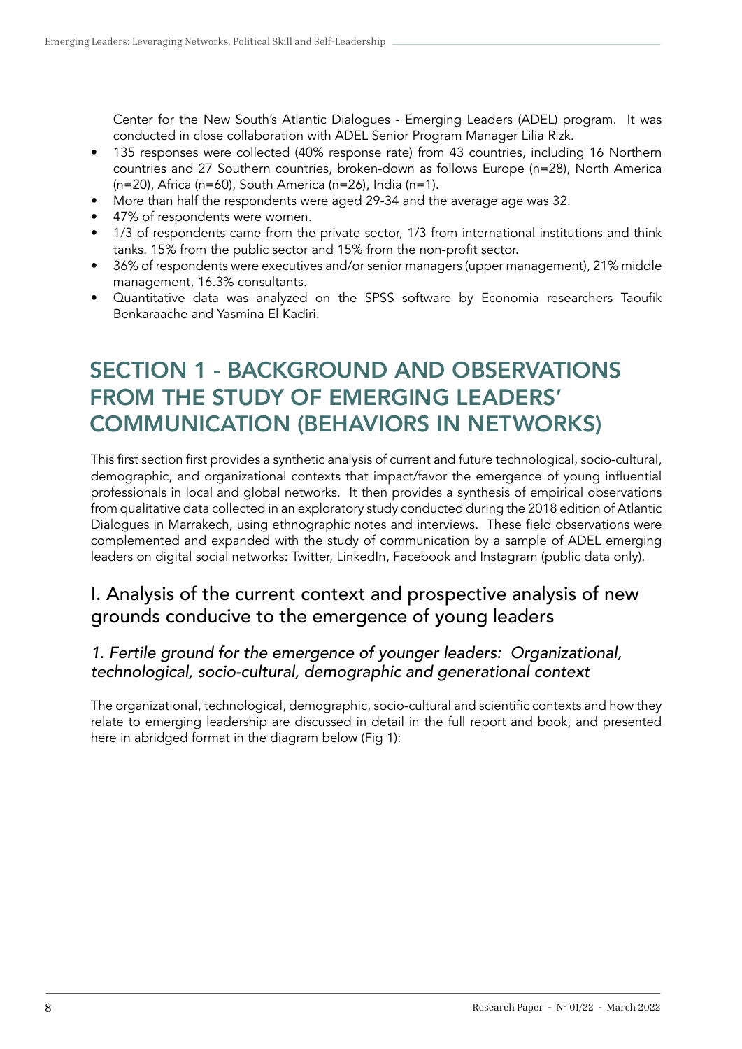Center for the New South's Atlantic Dialogues - Emerging Leaders (ADEL) program. It was conducted in close collaboration with ADEL Senior Program Manager Lilia Rizk.

- 135 responses were collected (40% response rate) from 43 countries, including 16 Northern countries and 27 Southern countries, broken-down as follows Europe (n=28), North America (n=20), Africa (n=60), South America (n=26), India (n=1).
- More than half the respondents were aged 29-34 and the average age was 32.
- 47% of respondents were women.
- 1/3 of respondents came from the private sector, 1/3 from international institutions and think tanks. 15% from the public sector and 15% from the non-profit sector.
- 36% of respondents were executives and/or senior managers (upper management), 21% middle management, 16.3% consultants.
- Quantitative data was analyzed on the SPSS software by Economia researchers Taoufik Benkaraache and Yasmina El Kadiri.

# SECTION 1 - BACKGROUND AND OBSERVATIONS FROM THE STUDY OF EMERGING LEADERS' COMMUNICATION (BEHAVIORS IN NETWORKS)

This first section first provides a synthetic analysis of current and future technological, socio-cultural, demographic, and organizational contexts that impact/favor the emergence of young influential professionals in local and global networks. It then provides a synthesis of empirical observations from qualitative data collected in an exploratory study conducted during the 2018 edition of Atlantic Dialogues in Marrakech, using ethnographic notes and interviews. These field observations were complemented and expanded with the study of communication by a sample of ADEL emerging leaders on digital social networks: Twitter, LinkedIn, Facebook and Instagram (public data only).

## I. Analysis of the current context and prospective analysis of new grounds conducive to the emergence of young leaders

### *1. Fertile ground for the emergence of younger leaders: Organizational, technological, socio-cultural, demographic and generational context*

The organizational, technological, demographic, socio-cultural and scientific contexts and how they relate to emerging leadership are discussed in detail in the full report and book, and presented here in abridged format in the diagram below (Fig 1):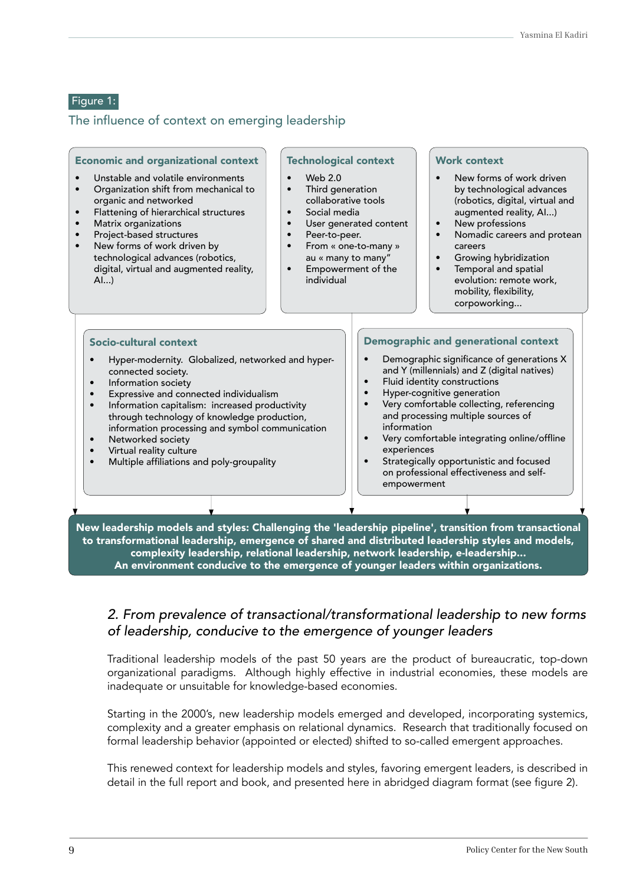Figure 1:

The influence of context on emerging leadership

**Economic and organizational context**

- Unstable and volatile environments
- Organization shift from mechanical to organic and networked
- Flattening of hierarchical structures
- Matrix organizations
- Project-based structures
- New forms of work driven by technological advances (robotics, digital, virtual and augmented reality, AI...)

**Technological context**

- Web 2.0
- Third generation collaborative tools
- Social media
- User generated content
- Peer-to-peer.
- From « one-to-many » au « many to many"
- Empowerment of the individual

**Work context**

- New forms of work driven by technological advances (robotics, digital, virtual and augmented reality, AI...)
- New professions
- Nomadic careers and protean careers
- Growing hybridization
- Temporal and spatial evolution: remote work, mobility, flexibility, corpoworking...

**Socio-cultural context**

- Hyper-modernity. Globalized, networked and hyper-connected society.
- Information society
- Expressive and connected individualism
- Information capitalism: increased productivity through technology of knowledge production, information processing and symbol communication
- Networked society
- Virtual reality culture
- Multiple affiliations and poly-groupality

**Demographic and generational context**

- Demographic significance of generations X and Y (millennials) and Z (digital natives)
- Fluid identity constructions
- Hyper-cognitive generation
- Very comfortable collecting, referencing and processing multiple sources of information
- Very comfortable integrating online/offline experiences
- Strategically opportunistic and focused on professional effectiveness and self-empowerment

**New leadership models and styles: Challenging the 'leadership pipeline', transition from transactional to transformational leadership, emergence of shared and distributed leadership styles and models, complexity leadership, relational leadership, network leadership, e-leadership... An environment conducive to the emergence of younger leaders within organizations.**

## *2. From prevalence of transactional/transformational leadership to new forms of leadership, conducive to the emergence of younger leaders*

Traditional leadership models of the past 50 years are the product of bureaucratic, top-down organizational paradigms. Although highly effective in industrial economies, these models are inadequate or unsuitable for knowledge-based economies.

Starting in the 2000's, new leadership models emerged and developed, incorporating systemics, complexity and a greater emphasis on relational dynamics. Research that traditionally focused on formal leadership behavior (appointed or elected) shifted to so-called emergent approaches.

This renewed context for leadership models and styles, favoring emergent leaders, is described in detail in the full report and book, and presented here in abridged diagram format (see figure 2).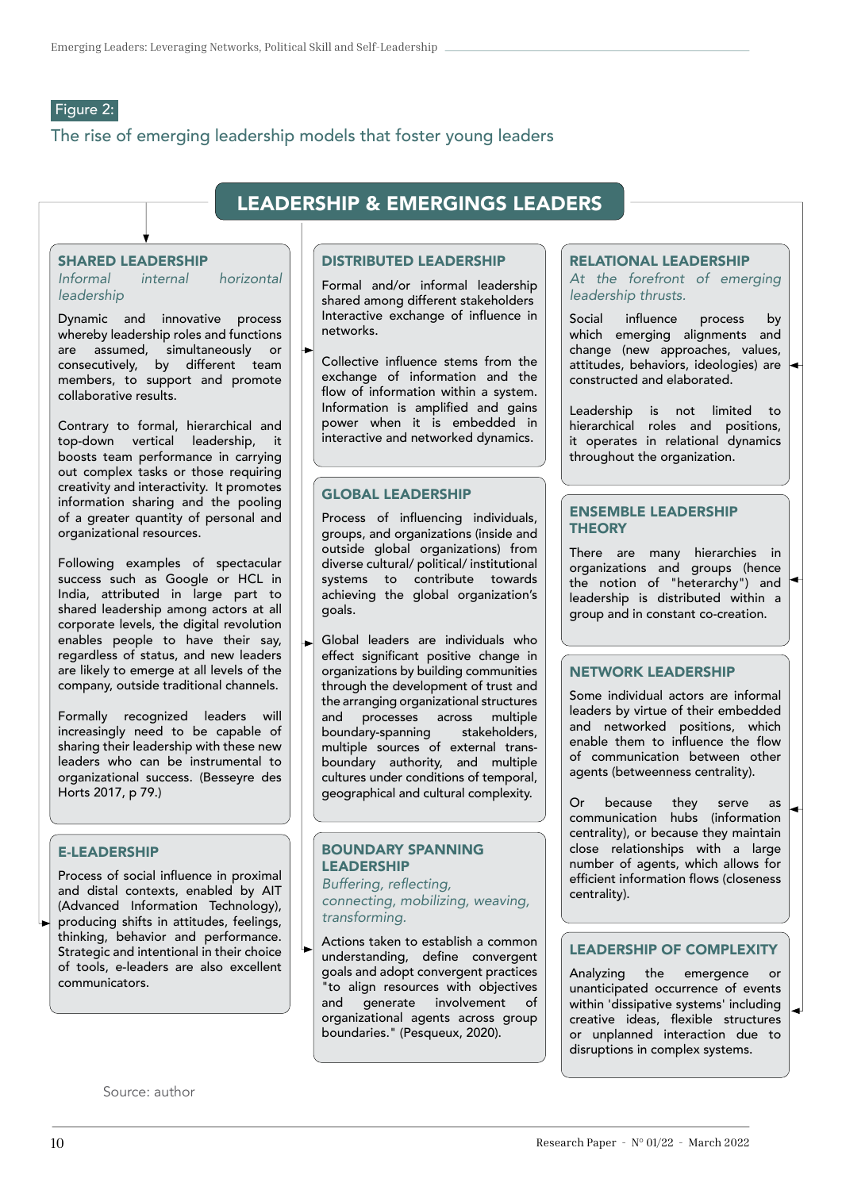Figure 2:

The rise of emerging leadership models that foster young leaders

## LEADERSHIP & EMERGINGS LEADERS

### SHARED LEADERSHIP

*Informal internal horizontal leadership*

Dynamic and innovative process whereby leadership roles and functions are assumed, simultaneously or consecutively, by different team members, to support and promote collaborative results.

Contrary to formal, hierarchical and top-down vertical leadership, it boosts team performance in carrying out complex tasks or those requiring creativity and interactivity. It promotes information sharing and the pooling of a greater quantity of personal and organizational resources.

Following examples of spectacular success such as Google or HCL in India, attributed in large part to shared leadership among actors at all corporate levels, the digital revolution enables people to have their say, regardless of status, and new leaders are likely to emerge at all levels of the company, outside traditional channels.

Formally recognized leaders will increasingly need to be capable of sharing their leadership with these new leaders who can be instrumental to organizational success. (Besseyre des Horts 2017, p 79.)

### E-LEADERSHIP

Process of social influence in proximal and distal contexts, enabled by AIT (Advanced Information Technology), producing shifts in attitudes, feelings, thinking, behavior and performance. Strategic and intentional in their choice of tools, e-leaders are also excellent communicators.

### DISTRIBUTED LEADERSHIP

Formal and/or informal leadership shared among different stakeholders Interactive exchange of influence in networks.

Collective influence stems from the exchange of information and the flow of information within a system. Information is amplified and gains power when it is embedded in interactive and networked dynamics.

### GLOBAL LEADERSHIP

Process of influencing individuals, groups, and organizations (inside and outside global organizations) from diverse cultural/ political/ institutional systems to contribute towards achieving the global organization's goals.

Global leaders are individuals who effect significant positive change in organizations by building communities through the development of trust and the arranging organizational structures and processes across multiple boundary-spanning stakeholders, multiple sources of external trans-boundary authority, and multiple cultures under conditions of temporal, geographical and cultural complexity.

### BOUNDARY SPANNING LEADERSHIP

*Buffering, reflecting, connecting, mobilizing, weaving, transforming.*

Actions taken to establish a common understanding, define convergent goals and adopt convergent practices "to align resources with objectives and generate involvement of organizational agents across group boundaries." (Pesqueux, 2020).

### RELATIONAL LEADERSHIP

*At the forefront of emerging leadership thrusts.*

Social influence process by which emerging alignments and change (new approaches, values, attitudes, behaviors, ideologies) are constructed and elaborated.

Leadership is not limited to hierarchical roles and positions, it operates in relational dynamics throughout the organization.

### ENSEMBLE LEADERSHIP THEORY

There are many hierarchies in organizations and groups (hence the notion of "heterarchy") and leadership is distributed within a group and in constant co-creation.

### NETWORK LEADERSHIP

Some individual actors are informal leaders by virtue of their embedded and networked positions, which enable them to influence the flow of communication between other agents (betweenness centrality).

Or because they serve as communication hubs (information centrality), or because they maintain close relationships with a large number of agents, which allows for efficient information flows (closeness centrality).

### LEADERSHIP OF COMPLEXITY

Analyzing the emergence or unanticipated occurrence of events within 'dissipative systems' including creative ideas, flexible structures or unplanned interaction due to disruptions in complex systems.

Source: author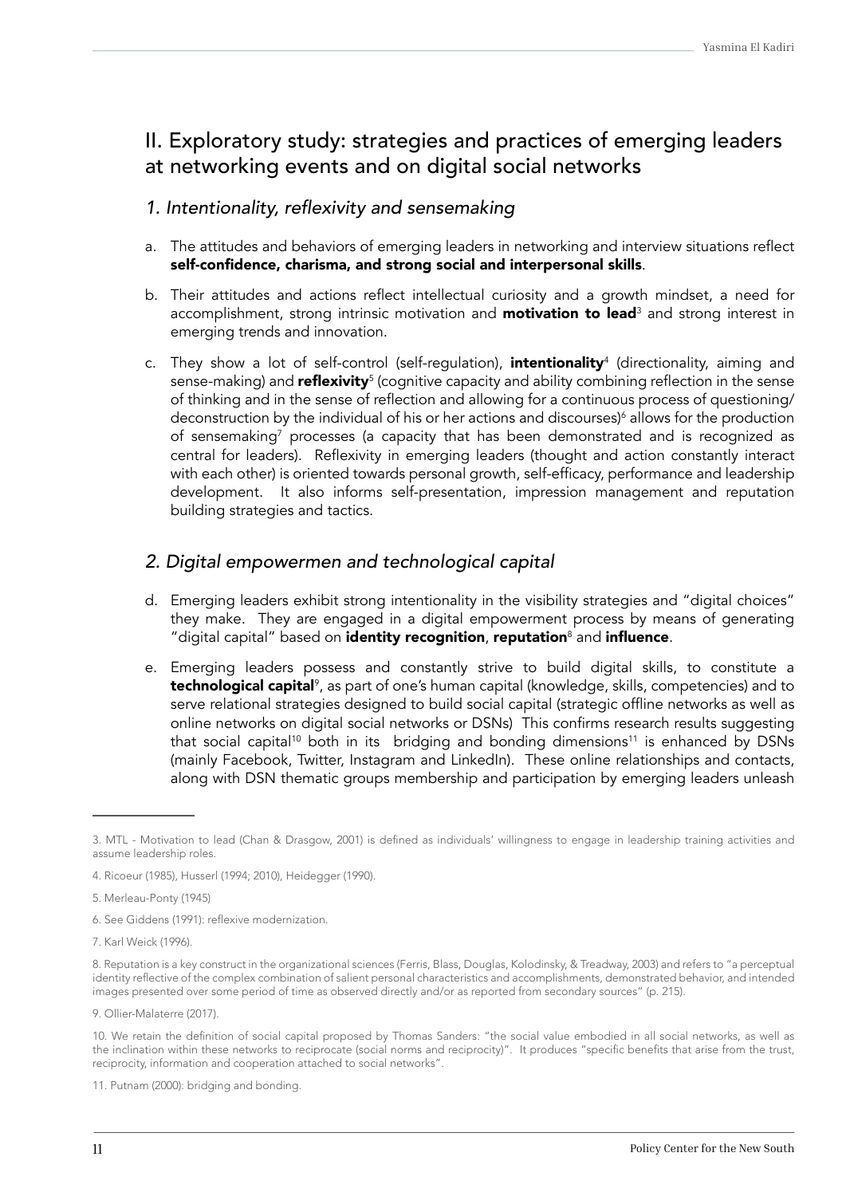## II. Exploratory study: strategies and practices of emerging leaders at networking events and on digital social networks

### *1. Intentionality, reflexivity and sensemaking*

a. The attitudes and behaviors of emerging leaders in networking and interview situations reflect **self-confidence, charisma, and strong social and interpersonal skills**.

b. Their attitudes and actions reflect intellectual curiosity and a growth mindset, a need for accomplishment, strong intrinsic motivation and **motivation to lead**[3] and strong interest in emerging trends and innovation.

c. They show a lot of self-control (self-regulation), **intentionality**[4] (directionality, aiming and sense-making) and **reflexivity**[5] (cognitive capacity and ability combining reflection in the sense of thinking and in the sense of reflection and allowing for a continuous process of questioning/ deconstruction by the individual of his or her actions and discourses)[6] allows for the production of sensemaking[7] processes (a capacity that has been demonstrated and is recognized as central for leaders). Reflexivity in emerging leaders (thought and action constantly interact with each other) is oriented towards personal growth, self-efficacy, performance and leadership development. It also informs self-presentation, impression management and reputation building strategies and tactics.

### *2. Digital empowermen and technological capital*

d. Emerging leaders exhibit strong intentionality in the visibility strategies and "digital choices" they make. They are engaged in a digital empowerment process by means of generating "digital capital" based on **identity recognition**, **reputation**[8] and **influence**.

e. Emerging leaders possess and constantly strive to build digital skills, to constitute a **technological capital**[9], as part of one's human capital (knowledge, skills, competencies) and to serve relational strategies designed to build social capital (strategic offline networks as well as online networks on digital social networks or DSNs) This confirms research results suggesting that social capital[10] both in its bridging and bonding dimensions[11] is enhanced by DSNs (mainly Facebook, Twitter, Instagram and LinkedIn). These online relationships and contacts, along with DSN thematic groups membership and participation by emerging leaders unleash

---

3. MTL - Motivation to lead (Chan & Drasgow, 2001) is defined as individuals' willingness to engage in leadership training activities and assume leadership roles.

4. Ricoeur (1985), Husserl (1994; 2010), Heidegger (1990).

5. Merleau-Ponty (1945)

6. See Giddens (1991): reflexive modernization.

7. Karl Weick (1996).

8. Reputation is a key construct in the organizational sciences (Ferris, Blass, Douglas, Kolodinsky, & Treadway, 2003) and refers to "a perceptual identity reflective of the complex combination of salient personal characteristics and accomplishments, demonstrated behavior, and intended images presented over some period of time as observed directly and/or as reported from secondary sources" (p. 215).

9. Ollier-Malaterre (2017).

10. We retain the definition of social capital proposed by Thomas Sanders: "the social value embodied in all social networks, as well as the inclination within these networks to reciprocate (social norms and reciprocity)". It produces "specific benefits that arise from the trust, reciprocity, information and cooperation attached to social networks".

11. Putnam (2000): bridging and bonding.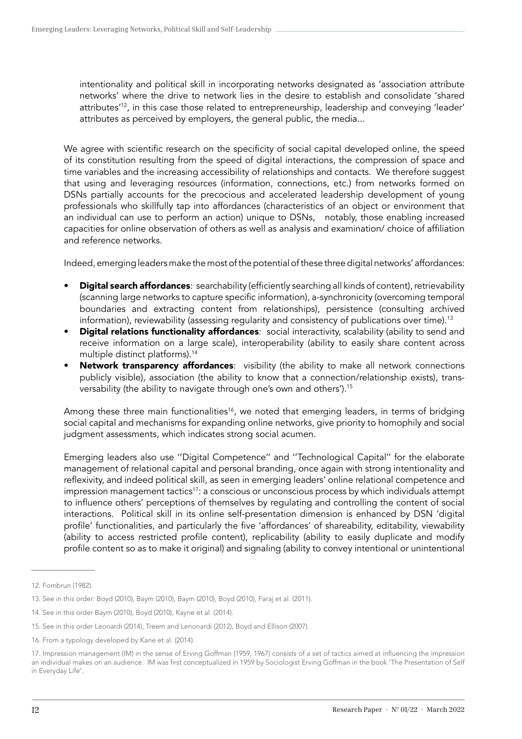intentionality and political skill in incorporating networks designated as 'association attribute networks' where the drive to network lies in the desire to establish and consolidate 'shared attributes'[12], in this case those related to entrepreneurship, leadership and conveying 'leader' attributes as perceived by employers, the general public, the media...

We agree with scientific research on the specificity of social capital developed online, the speed of its constitution resulting from the speed of digital interactions, the compression of space and time variables and the increasing accessibility of relationships and contacts. We therefore suggest that using and leveraging resources (information, connections, etc.) from networks formed on DSNs partially accounts for the precocious and accelerated leadership development of young professionals who skillfully tap into affordances (characteristics of an object or environment that an individual can use to perform an action) unique to DSNs, notably, those enabling increased capacities for online observation of others as well as analysis and examination/ choice of affiliation and reference networks.

Indeed, emerging leaders make the most of the potential of these three digital networks' affordances:

- **Digital search affordances**: searchability (efficiently searching all kinds of content), retrievability (scanning large networks to capture specific information), a-synchronicity (overcoming temporal boundaries and extracting content from relationships), persistence (consulting archived information), reviewability (assessing regularity and consistency of publications over time).[13]
- **Digital relations functionality affordances**: social interactivity, scalability (ability to send and receive information on a large scale), interoperability (ability to easily share content across multiple distinct platforms).[14]
- **Network transparency affordances**: visibility (the ability to make all network connections publicly visible), association (the ability to know that a connection/relationship exists), trans-versability (the ability to navigate through one's own and others').[15]

Among these three main functionalities[16], we noted that emerging leaders, in terms of bridging social capital and mechanisms for expanding online networks, give priority to homophily and social judgment assessments, which indicates strong social acumen.

Emerging leaders also use ''Digital Competence'' and ''Technological Capital'' for the elaborate management of relational capital and personal branding, once again with strong intentionality and reflexivity, and indeed political skill, as seen in emerging leaders' online relational competence and impression management tactics[17]: a conscious or unconscious process by which individuals attempt to influence others' perceptions of themselves by regulating and controlling the content of social interactions. Political skill in its online self-presentation dimension is enhanced by DSN 'digital profile' functionalities, and particularly the five 'affordances' of shareability, editability, viewability (ability to access restricted profile content), replicability (ability to easily duplicate and modify profile content so as to make it original) and signaling (ability to convey intentional or unintentional

---

12. Fombrun (1982).

13. See in this order: Boyd (2010), Baym (2010), Baym (2010), Boyd (2010), Faraj et al. (2011).

14. See in this order Baym (2010), Boyd (2010), Kayne et al. (2014).

15. See in this order Leonardi (2014), Treem and Lenonardi (2012), Boyd and Ellison (2007).

16. From a typology developed by Kane et al. (2014).

17. Impression management (IM) in the sense of Erving Goffman (1959, 1967) consists of a set of tactics aimed at influencing the impression an individual makes on an audience. IM was first conceptualized in 1959 by Sociologist Erving Goffman in the book 'The Presentation of Self in Everyday Life'.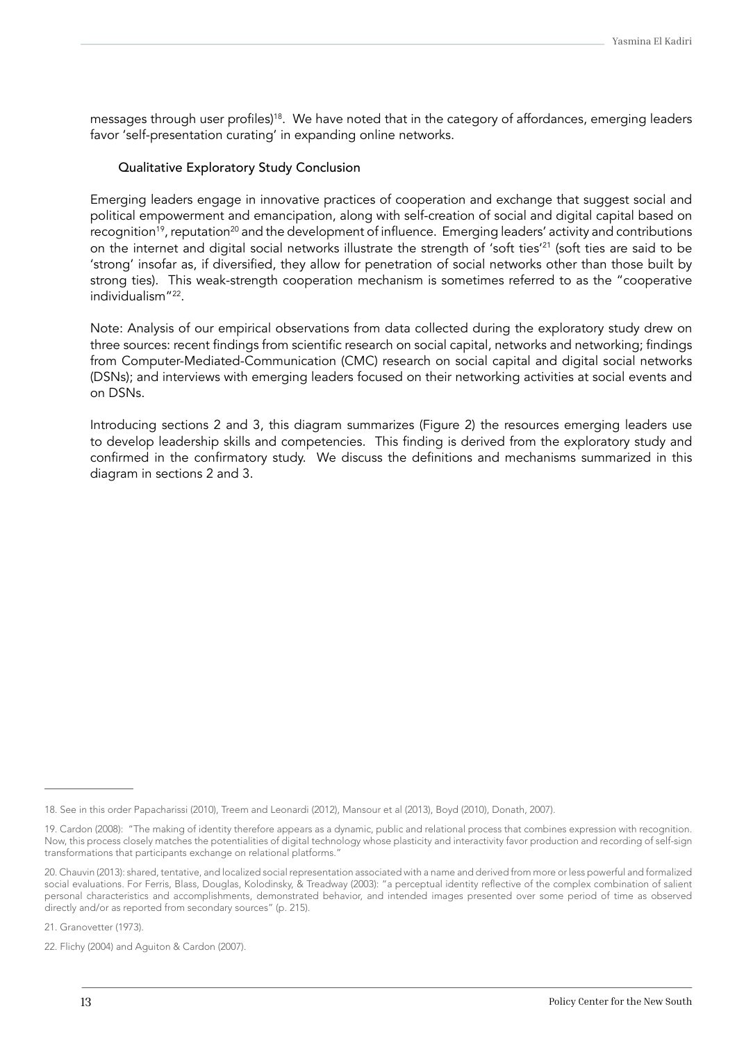messages through user profiles)[18]. We have noted that in the category of affordances, emerging leaders favor 'self-presentation curating' in expanding online networks.

### Qualitative Exploratory Study Conclusion

Emerging leaders engage in innovative practices of cooperation and exchange that suggest social and political empowerment and emancipation, along with self-creation of social and digital capital based on recognition[19], reputation[20] and the development of influence. Emerging leaders' activity and contributions on the internet and digital social networks illustrate the strength of 'soft ties'[21] (soft ties are said to be 'strong' insofar as, if diversified, they allow for penetration of social networks other than those built by strong ties). This weak-strength cooperation mechanism is sometimes referred to as the "cooperative individualism"[22].

Note: Analysis of our empirical observations from data collected during the exploratory study drew on three sources: recent findings from scientific research on social capital, networks and networking; findings from Computer-Mediated-Communication (CMC) research on social capital and digital social networks (DSNs); and interviews with emerging leaders focused on their networking activities at social events and on DSNs.

Introducing sections 2 and 3, this diagram summarizes (Figure 2) the resources emerging leaders use to develop leadership skills and competencies. This finding is derived from the exploratory study and confirmed in the confirmatory study. We discuss the definitions and mechanisms summarized in this diagram in sections 2 and 3.

---

18. See in this order Papacharissi (2010), Treem and Leonardi (2012), Mansour et al (2013), Boyd (2010), Donath, 2007).

19. Cardon (2008): "The making of identity therefore appears as a dynamic, public and relational process that combines expression with recognition. Now, this process closely matches the potentialities of digital technology whose plasticity and interactivity favor production and recording of self-sign transformations that participants exchange on relational platforms."

20. Chauvin (2013): shared, tentative, and localized social representation associated with a name and derived from more or less powerful and formalized social evaluations. For Ferris, Blass, Douglas, Kolodinsky, & Treadway (2003): "a perceptual identity reflective of the complex combination of salient personal characteristics and accomplishments, demonstrated behavior, and intended images presented over some period of time as observed directly and/or as reported from secondary sources" (p. 215).

21. Granovetter (1973).

22. Flichy (2004) and Aguiton & Cardon (2007).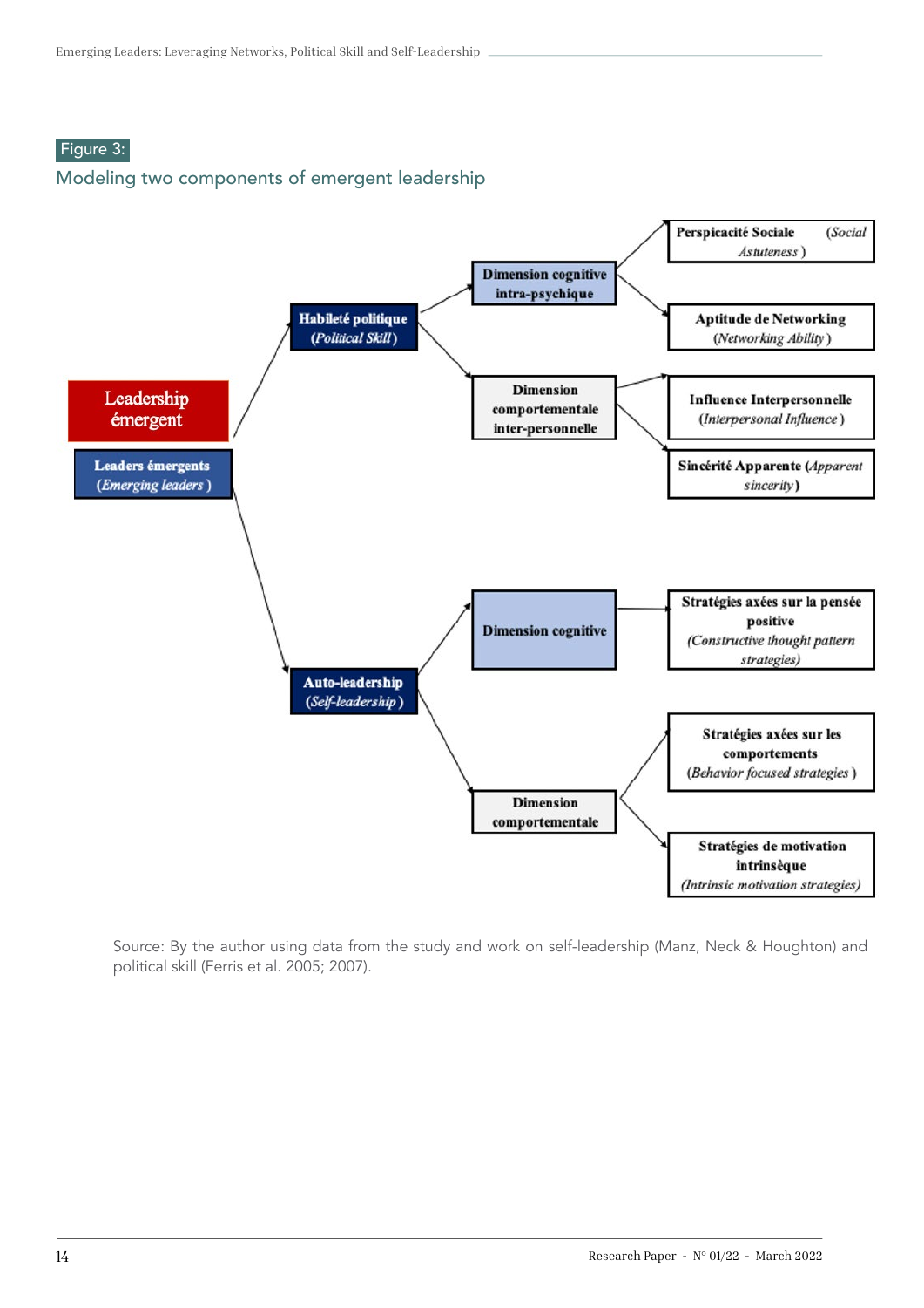Figure 3:

Modeling two components of emergent leadership

Leadership émergent

Leaders émergents (*Emerging leaders*)

Habileté politique (*Political Skill*)

Dimension cognitive intra-psychique

Perspicacité Sociale (*Social Astuteness*)

Aptitude de Networking (*Networking Ability*)

Dimension comportementale inter-personnelle

Influence Interpersonnelle (*Interpersonal Influence*)

Sincérité Apparente (*Apparent sincerity*)

Auto-leadership (*Self-leadership*)

Dimension cognitive

Stratégies axées sur la pensée positive (*Constructive thought pattern strategies*)

Dimension comportementale

Stratégies axées sur les comportements (*Behavior focused strategies*)

Stratégies de motivation intrinsèque (*Intrinsic motivation strategies*)

Source: By the author using data from the study and work on self-leadership (Manz, Neck & Houghton) and political skill (Ferris et al. 2005; 2007).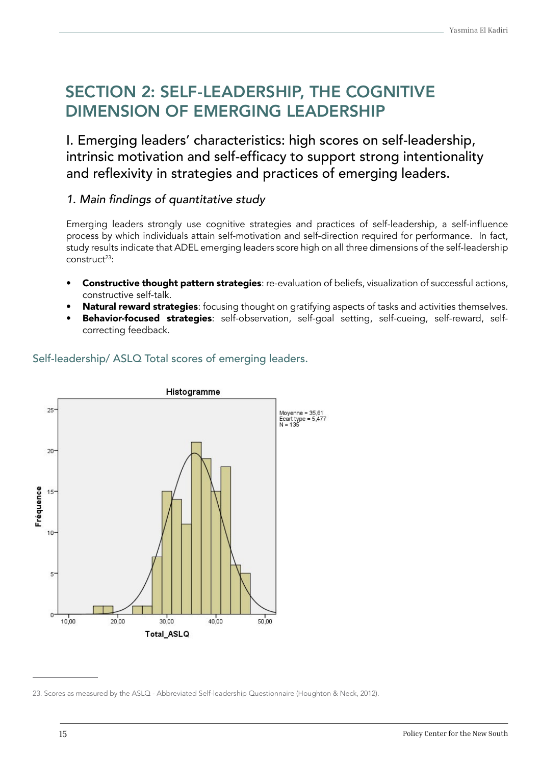# SECTION 2: SELF-LEADERSHIP, THE COGNITIVE DIMENSION OF EMERGING LEADERSHIP

## I. Emerging leaders' characteristics: high scores on self-leadership, intrinsic motivation and self-efficacy to support strong intentionality and reflexivity in strategies and practices of emerging leaders.

### *1. Main findings of quantitative study*

Emerging leaders strongly use cognitive strategies and practices of self-leadership, a self-influence process by which individuals attain self-motivation and self-direction required for performance. In fact, study results indicate that ADEL emerging leaders score high on all three dimensions of the self-leadership construct[23]:

- **Constructive thought pattern strategies**: re-evaluation of beliefs, visualization of successful actions, constructive self-talk.
- **Natural reward strategies**: focusing thought on gratifying aspects of tasks and activities themselves.
- **Behavior-focused strategies**: self-observation, self-goal setting, self-cueing, self-reward, self-correcting feedback.

Self-leadership/ ASLQ Total scores of emerging leaders.

Histogramme

Moyenne = 35,61
Ecart type = 5,477
N = 135

Fréquence

Total_ASLQ

23. Scores as measured by the ASLQ - Abbreviated Self-leadership Questionnaire (Houghton & Neck, 2012).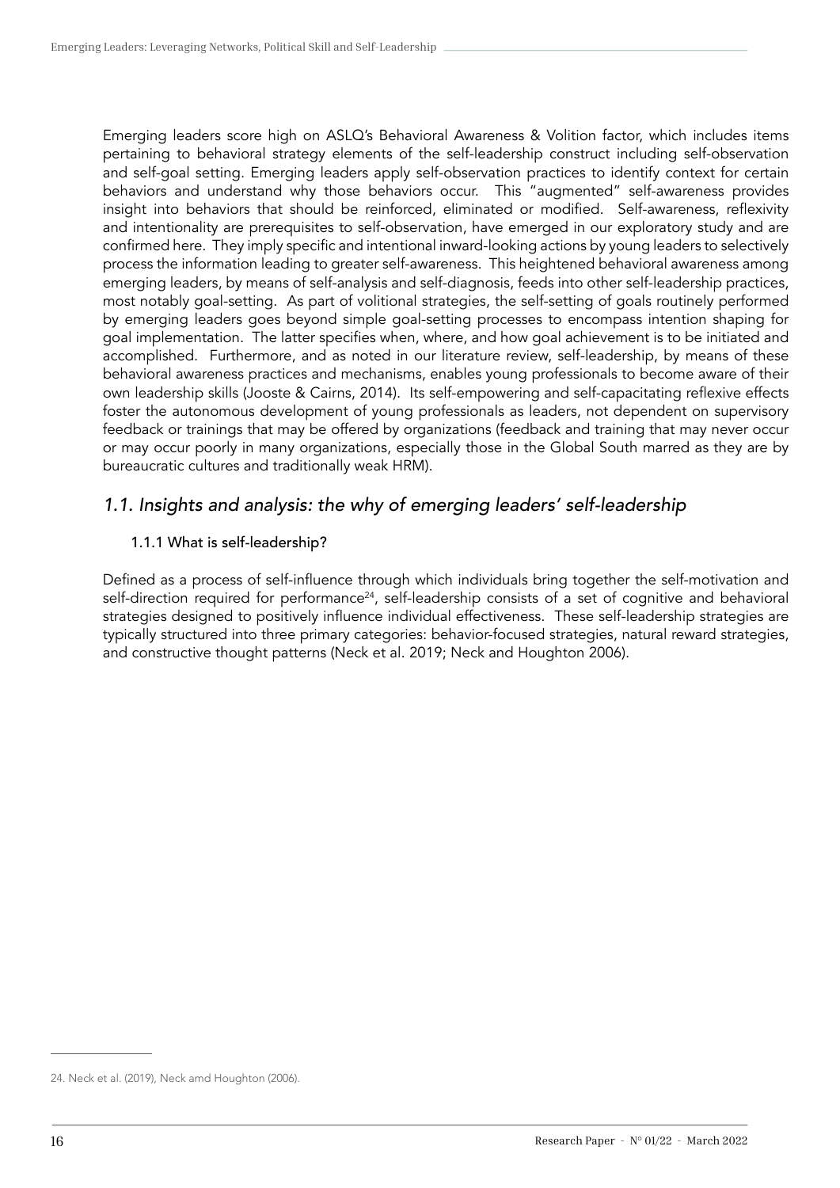Emerging leaders score high on ASLQ's Behavioral Awareness & Volition factor, which includes items pertaining to behavioral strategy elements of the self-leadership construct including self-observation and self-goal setting. Emerging leaders apply self-observation practices to identify context for certain behaviors and understand why those behaviors occur. This "augmented" self-awareness provides insight into behaviors that should be reinforced, eliminated or modified. Self-awareness, reflexivity and intentionality are prerequisites to self-observation, have emerged in our exploratory study and are confirmed here. They imply specific and intentional inward-looking actions by young leaders to selectively process the information leading to greater self-awareness. This heightened behavioral awareness among emerging leaders, by means of self-analysis and self-diagnosis, feeds into other self-leadership practices, most notably goal-setting. As part of volitional strategies, the self-setting of goals routinely performed by emerging leaders goes beyond simple goal-setting processes to encompass intention shaping for goal implementation. The latter specifies when, where, and how goal achievement is to be initiated and accomplished. Furthermore, and as noted in our literature review, self-leadership, by means of these behavioral awareness practices and mechanisms, enables young professionals to become aware of their own leadership skills (Jooste & Cairns, 2014). Its self-empowering and self-capacitating reflexive effects foster the autonomous development of young professionals as leaders, not dependent on supervisory feedback or trainings that may be offered by organizations (feedback and training that may never occur or may occur poorly in many organizations, especially those in the Global South marred as they are by bureaucratic cultures and traditionally weak HRM).

## *1.1. Insights and analysis: the why of emerging leaders' self-leadership*

### 1.1.1 What is self-leadership?

Defined as a process of self-influence through which individuals bring together the self-motivation and self-direction required for performance[24], self-leadership consists of a set of cognitive and behavioral strategies designed to positively influence individual effectiveness. These self-leadership strategies are typically structured into three primary categories: behavior-focused strategies, natural reward strategies, and constructive thought patterns (Neck et al. 2019; Neck and Houghton 2006).

---

24. Neck et al. (2019), Neck amd Houghton (2006).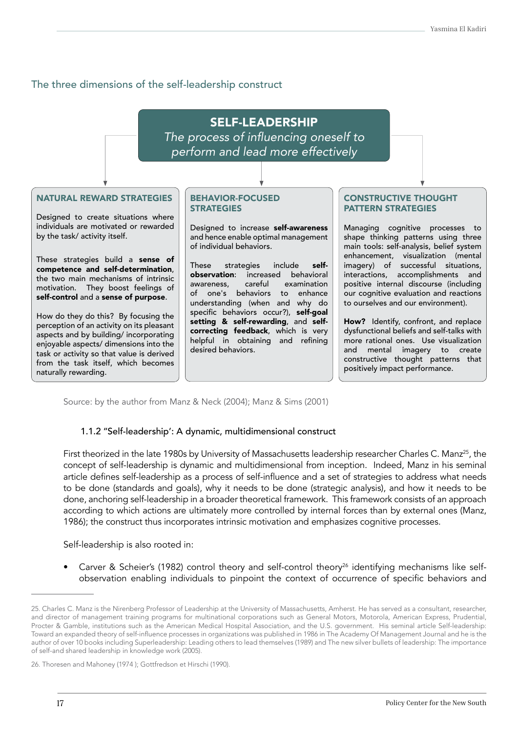The three dimensions of the self-leadership construct

**SELF-LEADERSHIP**
*The process of influencing oneself to perform and lead more effectively*

**NATURAL REWARD STRATEGIES**

Designed to create situations where individuals are motivated or rewarded by the task/ activity itself.

These strategies build a **sense of competence and self-determination**, the two main mechanisms of intrinsic motivation. They boost feelings of **self-control** and a **sense of purpose**.

How do they do this? By focusing the perception of an activity on its pleasant aspects and by building/ incorporating enjoyable aspects/ dimensions into the task or activity so that value is derived from the task itself, which becomes naturally rewarding.

**BEHAVIOR-FOCUSED STRATEGIES**

Designed to increase **self-awareness** and hence enable optimal management of individual behaviors.

These strategies include **self-observation**: increased behavioral awareness, careful examination of one's behaviors to enhance understanding (when and why do specific behaviors occur?), **self-goal setting & self-rewarding**, and **self-correcting feedback**, which is very helpful in obtaining and refining desired behaviors.

**CONSTRUCTIVE THOUGHT PATTERN STRATEGIES**

Managing cognitive processes to shape thinking patterns using three main tools: self-analysis, belief system enhancement, visualization (mental imagery) of successful situations, interactions, accomplishments and positive internal discourse (including our cognitive evaluation and reactions to ourselves and our environment).

**How?** Identify, confront, and replace dysfunctional beliefs and self-talks with more rational ones. Use visualization and mental imagery to create constructive thought patterns that positively impact performance.

Source: by the author from Manz & Neck (2004); Manz & Sims (2001)

### 1.1.2 "Self-leadership': A dynamic, multidimensional construct

First theorized in the late 1980s by University of Massachusetts leadership researcher Charles C. Manz[25], the concept of self-leadership is dynamic and multidimensional from inception. Indeed, Manz in his seminal article defines self-leadership as a process of self-influence and a set of strategies to address what needs to be done (standards and goals), why it needs to be done (strategic analysis), and how it needs to be done, anchoring self-leadership in a broader theoretical framework. This framework consists of an approach according to which actions are ultimately more controlled by internal forces than by external ones (Manz, 1986); the construct thus incorporates intrinsic motivation and emphasizes cognitive processes.

Self-leadership is also rooted in:

- Carver & Scheier's (1982) control theory and self-control theory[26] identifying mechanisms like self-observation enabling individuals to pinpoint the context of occurrence of specific behaviors and

---

25. Charles C. Manz is the Nirenberg Professor of Leadership at the University of Massachusetts, Amherst. He has served as a consultant, researcher, and director of management training programs for multinational corporations such as General Motors, Motorola, American Express, Prudential, Procter & Gamble, institutions such as the American Medical Hospital Association, and the U.S. government. His seminal article Self-leadership: Toward an expanded theory of self-influence processes in organizations was published in 1986 in The Academy Of Management Journal and he is the author of over 10 books including Superleadership: Leading others to lead themselves (1989) and The new silver bullets of leadership: The importance of self-and shared leadership in knowledge work (2005).

26. Thoresen and Mahoney (1974 ); Gottfredson et Hirschi (1990).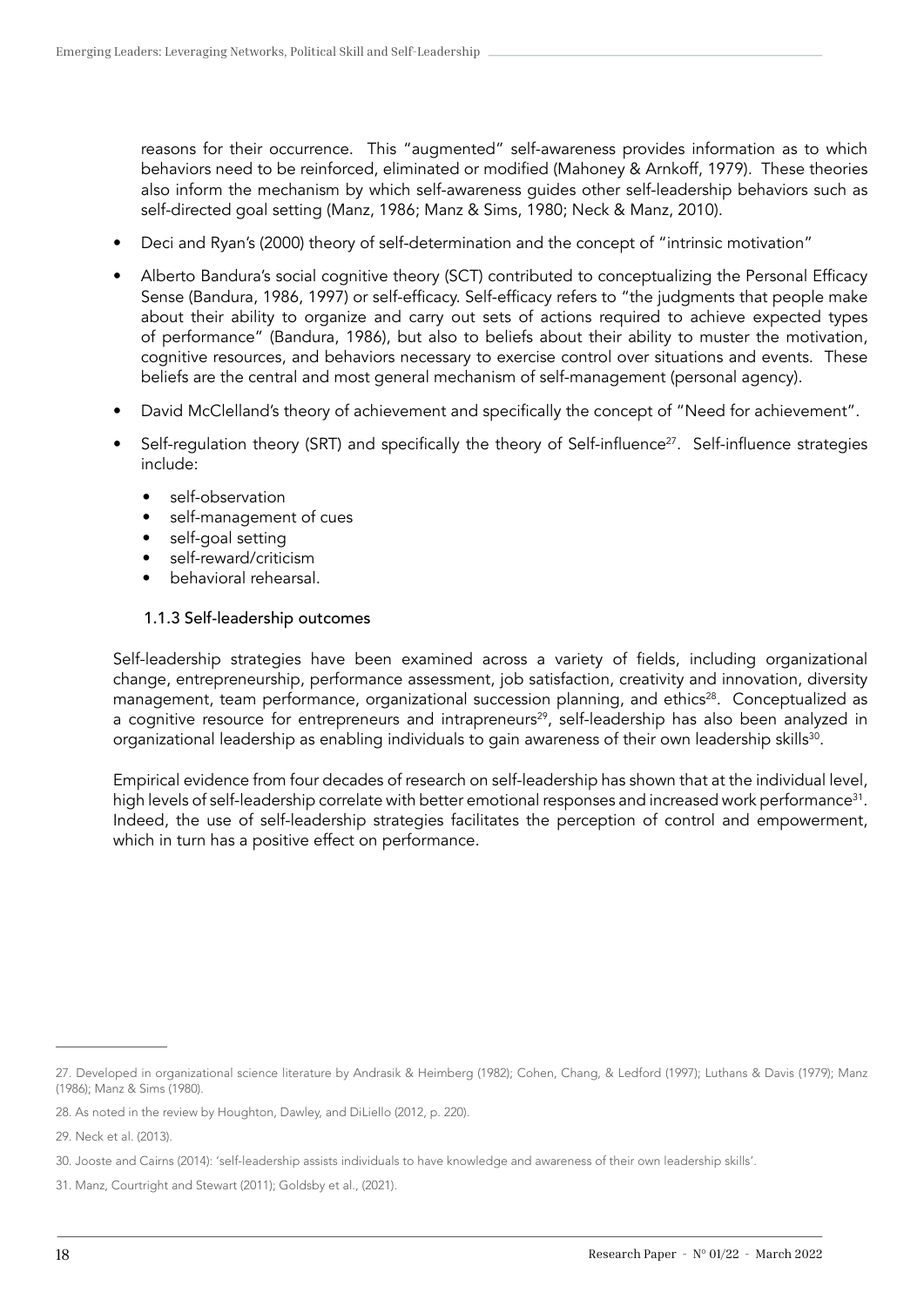reasons for their occurrence. This "augmented" self-awareness provides information as to which behaviors need to be reinforced, eliminated or modified (Mahoney & Arnkoff, 1979). These theories also inform the mechanism by which self-awareness guides other self-leadership behaviors such as self-directed goal setting (Manz, 1986; Manz & Sims, 1980; Neck & Manz, 2010).

- Deci and Ryan's (2000) theory of self-determination and the concept of "intrinsic motivation"
- Alberto Bandura's social cognitive theory (SCT) contributed to conceptualizing the Personal Efficacy Sense (Bandura, 1986, 1997) or self-efficacy. Self-efficacy refers to "the judgments that people make about their ability to organize and carry out sets of actions required to achieve expected types of performance" (Bandura, 1986), but also to beliefs about their ability to muster the motivation, cognitive resources, and behaviors necessary to exercise control over situations and events. These beliefs are the central and most general mechanism of self-management (personal agency).
- David McClelland's theory of achievement and specifically the concept of "Need for achievement".
- Self-regulation theory (SRT) and specifically the theory of Self-influence[27]. Self-influence strategies include:
  - self-observation
  - self-management of cues
  - self-goal setting
  - self-reward/criticism
  - behavioral rehearsal.

### 1.1.3 Self-leadership outcomes

Self-leadership strategies have been examined across a variety of fields, including organizational change, entrepreneurship, performance assessment, job satisfaction, creativity and innovation, diversity management, team performance, organizational succession planning, and ethics[28]. Conceptualized as a cognitive resource for entrepreneurs and intrapreneurs[29], self-leadership has also been analyzed in organizational leadership as enabling individuals to gain awareness of their own leadership skills[30].

Empirical evidence from four decades of research on self-leadership has shown that at the individual level, high levels of self-leadership correlate with better emotional responses and increased work performance[31]. Indeed, the use of self-leadership strategies facilitates the perception of control and empowerment, which in turn has a positive effect on performance.

---

27. Developed in organizational science literature by Andrasik & Heimberg (1982); Cohen, Chang, & Ledford (1997); Luthans & Davis (1979); Manz (1986); Manz & Sims (1980).

28. As noted in the review by Houghton, Dawley, and DiLiello (2012, p. 220).

29. Neck et al. (2013).

30. Jooste and Cairns (2014): 'self-leadership assists individuals to have knowledge and awareness of their own leadership skills'.

31. Manz, Courtright and Stewart (2011); Goldsby et al., (2021).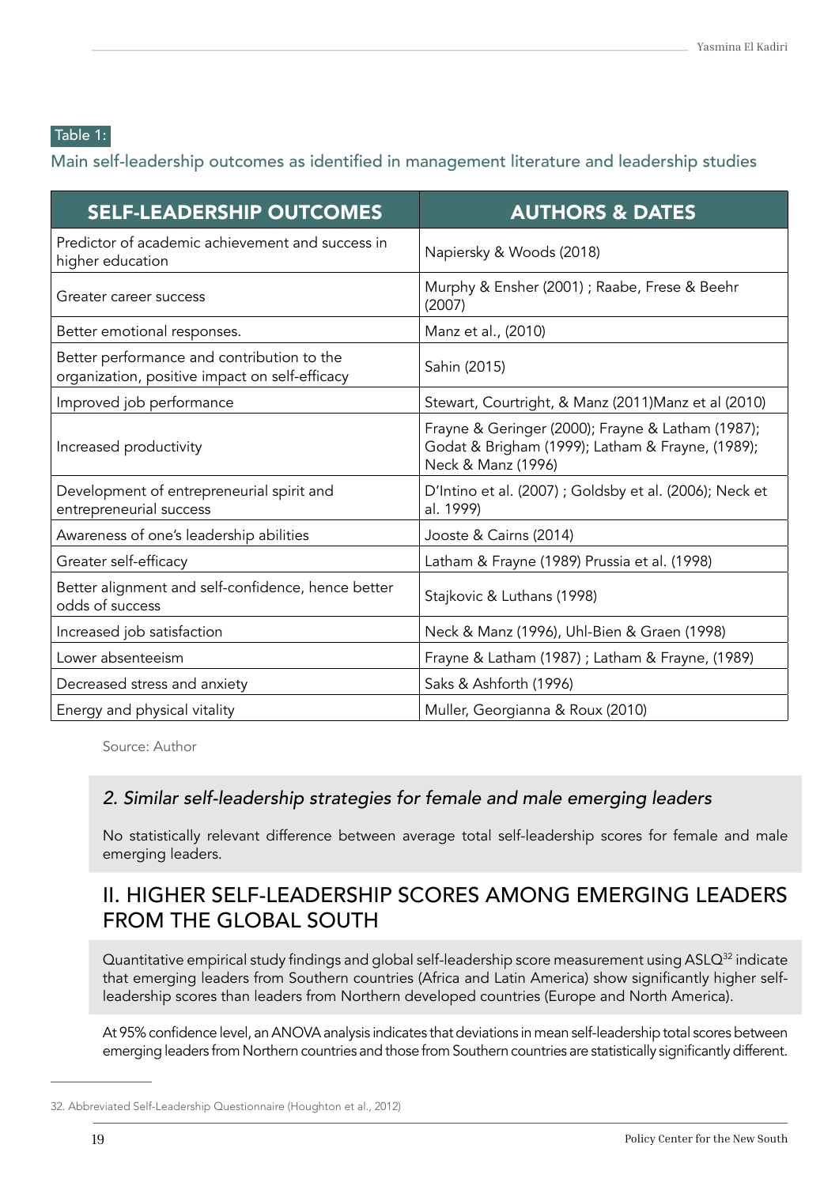Table 1:

Main self-leadership outcomes as identified in management literature and leadership studies

| SELF-LEADERSHIP OUTCOMES | AUTHORS & DATES |
|---|---|
| Predictor of academic achievement and success in higher education | Napiersky & Woods (2018) |
| Greater career success | Murphy & Ensher (2001) ; Raabe, Frese & Beehr (2007) |
| Better emotional responses. | Manz et al., (2010) |
| Better performance and contribution to the organization, positive impact on self-efficacy | Sahin (2015) |
| Improved job performance | Stewart, Courtright, & Manz (2011)Manz et al (2010) |
| Increased productivity | Frayne & Geringer (2000); Frayne & Latham (1987); Godat & Brigham (1999); Latham & Frayne, (1989); Neck & Manz (1996) |
| Development of entrepreneurial spirit and entrepreneurial success | D'Intino et al. (2007) ; Goldsby et al. (2006); Neck et al. 1999) |
| Awareness of one's leadership abilities | Jooste & Cairns (2014) |
| Greater self-efficacy | Latham & Frayne (1989) Prussia et al. (1998) |
| Better alignment and self-confidence, hence better odds of success | Stajkovic & Luthans (1998) |
| Increased job satisfaction | Neck & Manz (1996), Uhl-Bien & Graen (1998) |
| Lower absenteeism | Frayne & Latham (1987) ; Latham & Frayne, (1989) |
| Decreased stress and anxiety | Saks & Ashforth (1996) |
| Energy and physical vitality | Muller, Georgianna & Roux (2010) |

Source: Author

*2. Similar self-leadership strategies for female and male emerging leaders*

No statistically relevant difference between average total self-leadership scores for female and male emerging leaders.

## II. HIGHER SELF-LEADERSHIP SCORES AMONG EMERGING LEADERS FROM THE GLOBAL SOUTH

Quantitative empirical study findings and global self-leadership score measurement using ASLQ[32] indicate that emerging leaders from Southern countries (Africa and Latin America) show significantly higher self-leadership scores than leaders from Northern developed countries (Europe and North America).

At 95% confidence level, an ANOVA analysis indicates that deviations in mean self-leadership total scores between emerging leaders from Northern countries and those from Southern countries are statistically significantly different.

32. Abbreviated Self-Leadership Questionnaire (Houghton et al., 2012)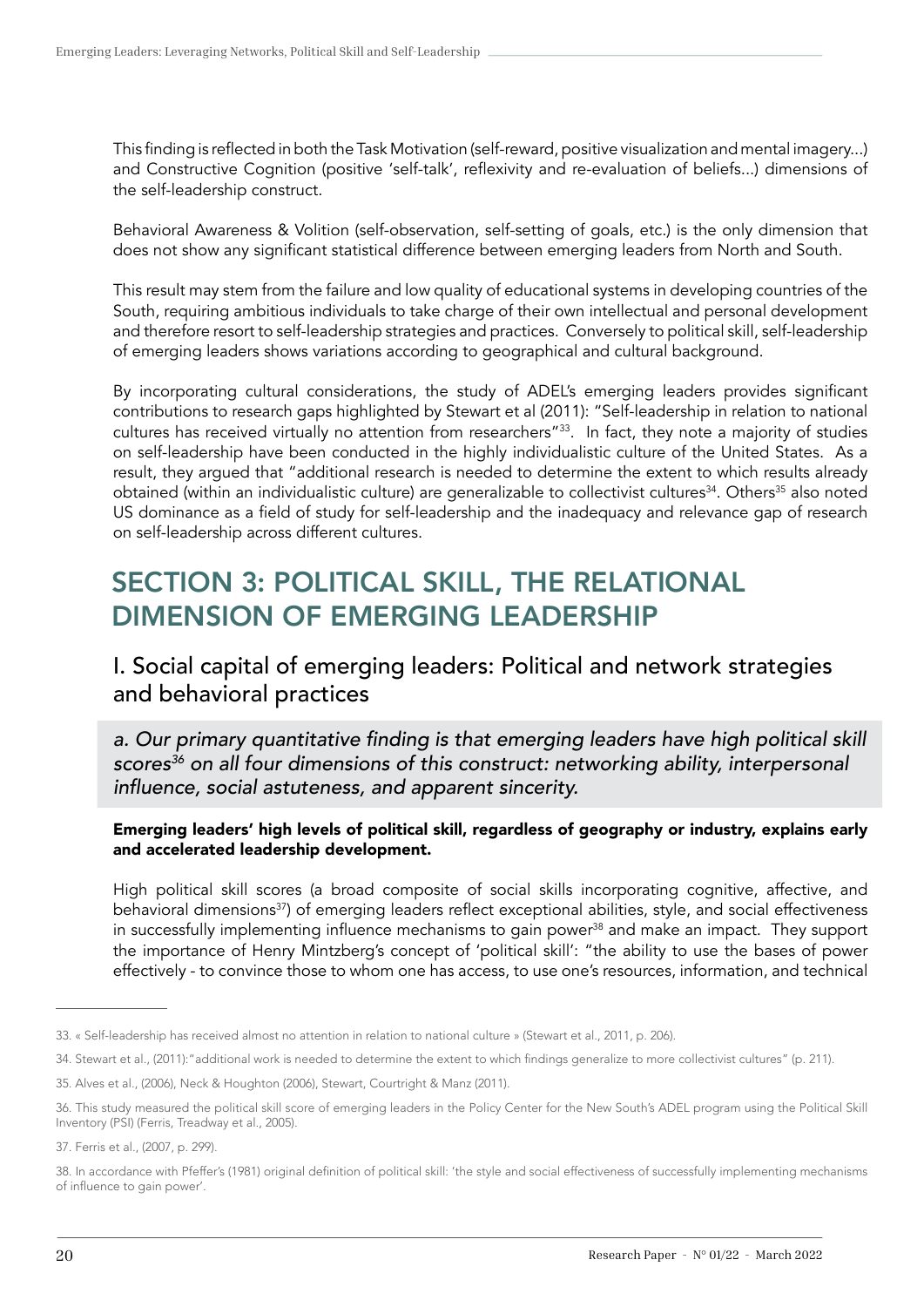This finding is reflected in both the Task Motivation (self-reward, positive visualization and mental imagery...) and Constructive Cognition (positive 'self-talk', reflexivity and re-evaluation of beliefs...) dimensions of the self-leadership construct.

Behavioral Awareness & Volition (self-observation, self-setting of goals, etc.) is the only dimension that does not show any significant statistical difference between emerging leaders from North and South.

This result may stem from the failure and low quality of educational systems in developing countries of the South, requiring ambitious individuals to take charge of their own intellectual and personal development and therefore resort to self-leadership strategies and practices. Conversely to political skill, self-leadership of emerging leaders shows variations according to geographical and cultural background.

By incorporating cultural considerations, the study of ADEL's emerging leaders provides significant contributions to research gaps highlighted by Stewart et al (2011): "Self-leadership in relation to national cultures has received virtually no attention from researchers"[33]. In fact, they note a majority of studies on self-leadership have been conducted in the highly individualistic culture of the United States. As a result, they argued that "additional research is needed to determine the extent to which results already obtained (within an individualistic culture) are generalizable to collectivist cultures[34]. Others[35] also noted US dominance as a field of study for self-leadership and the inadequacy and relevance gap of research on self-leadership across different cultures.

# SECTION 3: POLITICAL SKILL, THE RELATIONAL DIMENSION OF EMERGING LEADERSHIP

## I. Social capital of emerging leaders: Political and network strategies and behavioral practices

*a. Our primary quantitative finding is that emerging leaders have high political skill scores[36] on all four dimensions of this construct: networking ability, interpersonal influence, social astuteness, and apparent sincerity.*

**Emerging leaders' high levels of political skill, regardless of geography or industry, explains early and accelerated leadership development.**

High political skill scores (a broad composite of social skills incorporating cognitive, affective, and behavioral dimensions[37]) of emerging leaders reflect exceptional abilities, style, and social effectiveness in successfully implementing influence mechanisms to gain power[38] and make an impact. They support the importance of Henry Mintzberg's concept of 'political skill': "the ability to use the bases of power effectively - to convince those to whom one has access, to use one's resources, information, and technical

---

33. « Self-leadership has received almost no attention in relation to national culture » (Stewart et al., 2011, p. 206).

34. Stewart et al., (2011): "additional work is needed to determine the extent to which findings generalize to more collectivist cultures" (p. 211).

35. Alves et al., (2006), Neck & Houghton (2006), Stewart, Courtright & Manz (2011).

36. This study measured the political skill score of emerging leaders in the Policy Center for the New South's ADEL program using the Political Skill Inventory (PSI) (Ferris, Treadway et al., 2005).

37. Ferris et al., (2007, p. 299).

38. In accordance with Pfeffer's (1981) original definition of political skill: 'the style and social effectiveness of successfully implementing mechanisms of influence to gain power'.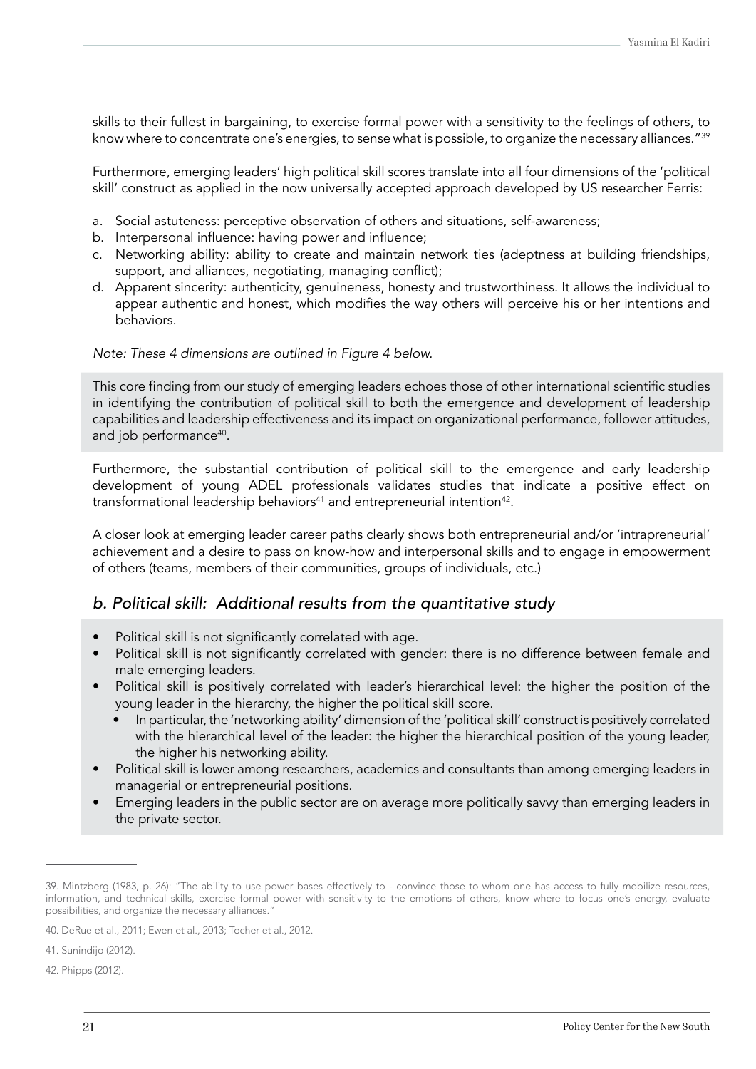skills to their fullest in bargaining, to exercise formal power with a sensitivity to the feelings of others, to know where to concentrate one's energies, to sense what is possible, to organize the necessary alliances."[39]

Furthermore, emerging leaders' high political skill scores translate into all four dimensions of the 'political skill' construct as applied in the now universally accepted approach developed by US researcher Ferris:

a. Social astuteness: perceptive observation of others and situations, self-awareness;
b. Interpersonal influence: having power and influence;
c. Networking ability: ability to create and maintain network ties (adeptness at building friendships, support, and alliances, negotiating, managing conflict);
d. Apparent sincerity: authenticity, genuineness, honesty and trustworthiness. It allows the individual to appear authentic and honest, which modifies the way others will perceive his or her intentions and behaviors.

*Note: These 4 dimensions are outlined in Figure 4 below.*

This core finding from our study of emerging leaders echoes those of other international scientific studies in identifying the contribution of political skill to both the emergence and development of leadership capabilities and leadership effectiveness and its impact on organizational performance, follower attitudes, and job performance[40].

Furthermore, the substantial contribution of political skill to the emergence and early leadership development of young ADEL professionals validates studies that indicate a positive effect on transformational leadership behaviors[41] and entrepreneurial intention[42].

A closer look at emerging leader career paths clearly shows both entrepreneurial and/or 'intrapreneurial' achievement and a desire to pass on know-how and interpersonal skills and to engage in empowerment of others (teams, members of their communities, groups of individuals, etc.)

### *b. Political skill: Additional results from the quantitative study*

- Political skill is not significantly correlated with age.
- Political skill is not significantly correlated with gender: there is no difference between female and male emerging leaders.
- Political skill is positively correlated with leader's hierarchical level: the higher the position of the young leader in the hierarchy, the higher the political skill score.
  - In particular, the 'networking ability' dimension of the 'political skill' construct is positively correlated with the hierarchical level of the leader: the higher the hierarchical position of the young leader, the higher his networking ability.
- Political skill is lower among researchers, academics and consultants than among emerging leaders in managerial or entrepreneurial positions.
- Emerging leaders in the public sector are on average more politically savvy than emerging leaders in the private sector.

---

39. Mintzberg (1983, p. 26): "The ability to use power bases effectively to - convince those to whom one has access to fully mobilize resources, information, and technical skills, exercise formal power with sensitivity to the emotions of others, know where to focus one's energy, evaluate possibilities, and organize the necessary alliances."

40. DeRue et al., 2011; Ewen et al., 2013; Tocher et al., 2012.

41. Sunindijo (2012).

42. Phipps (2012).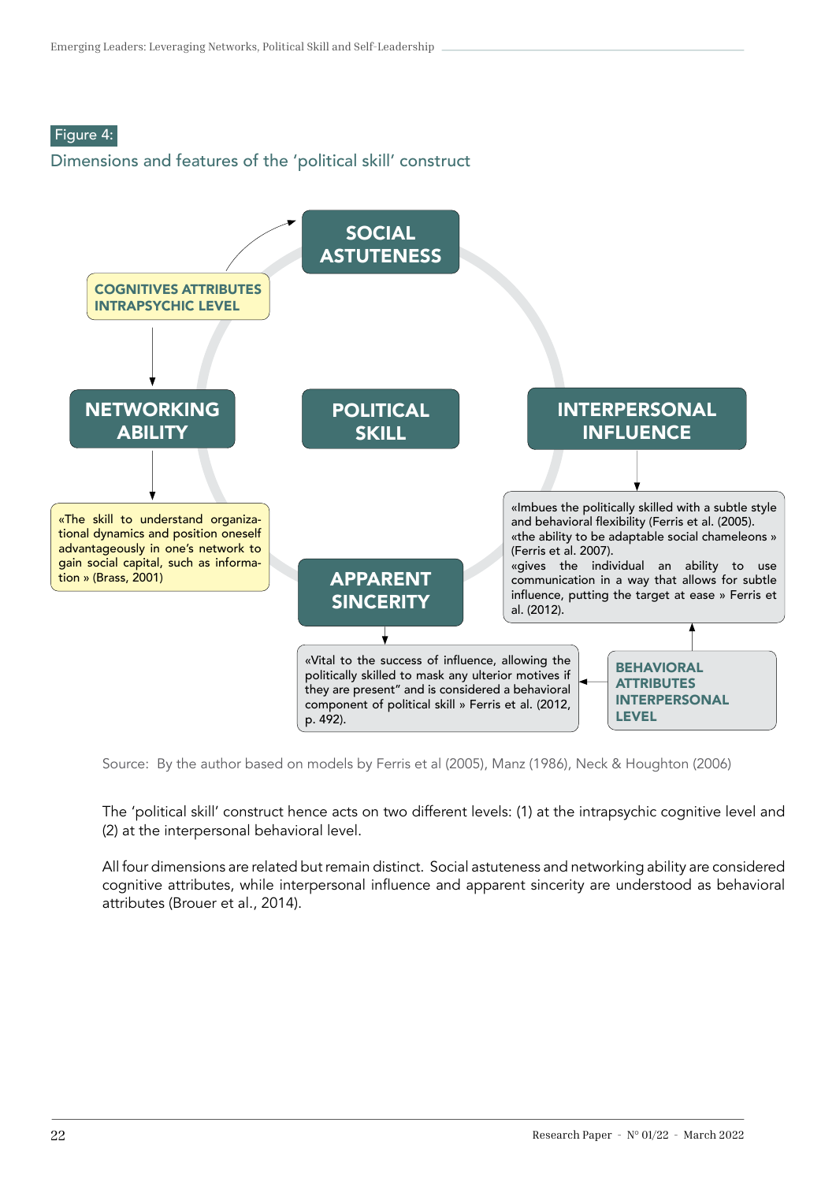Figure 4:

Dimensions and features of the 'political skill' construct

SOCIAL ASTUTENESS

COGNITIVES ATTRIBUTES INTRAPSYCHIC LEVEL

NETWORKING ABILITY

POLITICAL SKILL

INTERPERSONAL INFLUENCE

«The skill to understand organizational dynamics and position oneself advantageously in one's network to gain social capital, such as information » (Brass, 2001)

«Imbues the politically skilled with a subtle style and behavioral flexibility (Ferris et al. (2005).
«the ability to be adaptable social chameleons » (Ferris et al. 2007).
«gives the individual an ability to use communication in a way that allows for subtle influence, putting the target at ease » Ferris et al. (2012).

APPARENT SINCERITY

«Vital to the success of influence, allowing the politically skilled to mask any ulterior motives if they are present" and is considered a behavioral component of political skill » Ferris et al. (2012, p. 492).

BEHAVIORAL ATTRIBUTES INTERPERSONAL LEVEL

Source: By the author based on models by Ferris et al (2005), Manz (1986), Neck & Houghton (2006)

The 'political skill' construct hence acts on two different levels: (1) at the intrapsychic cognitive level and (2) at the interpersonal behavioral level.

All four dimensions are related but remain distinct. Social astuteness and networking ability are considered cognitive attributes, while interpersonal influence and apparent sincerity are understood as behavioral attributes (Brouer et al., 2014).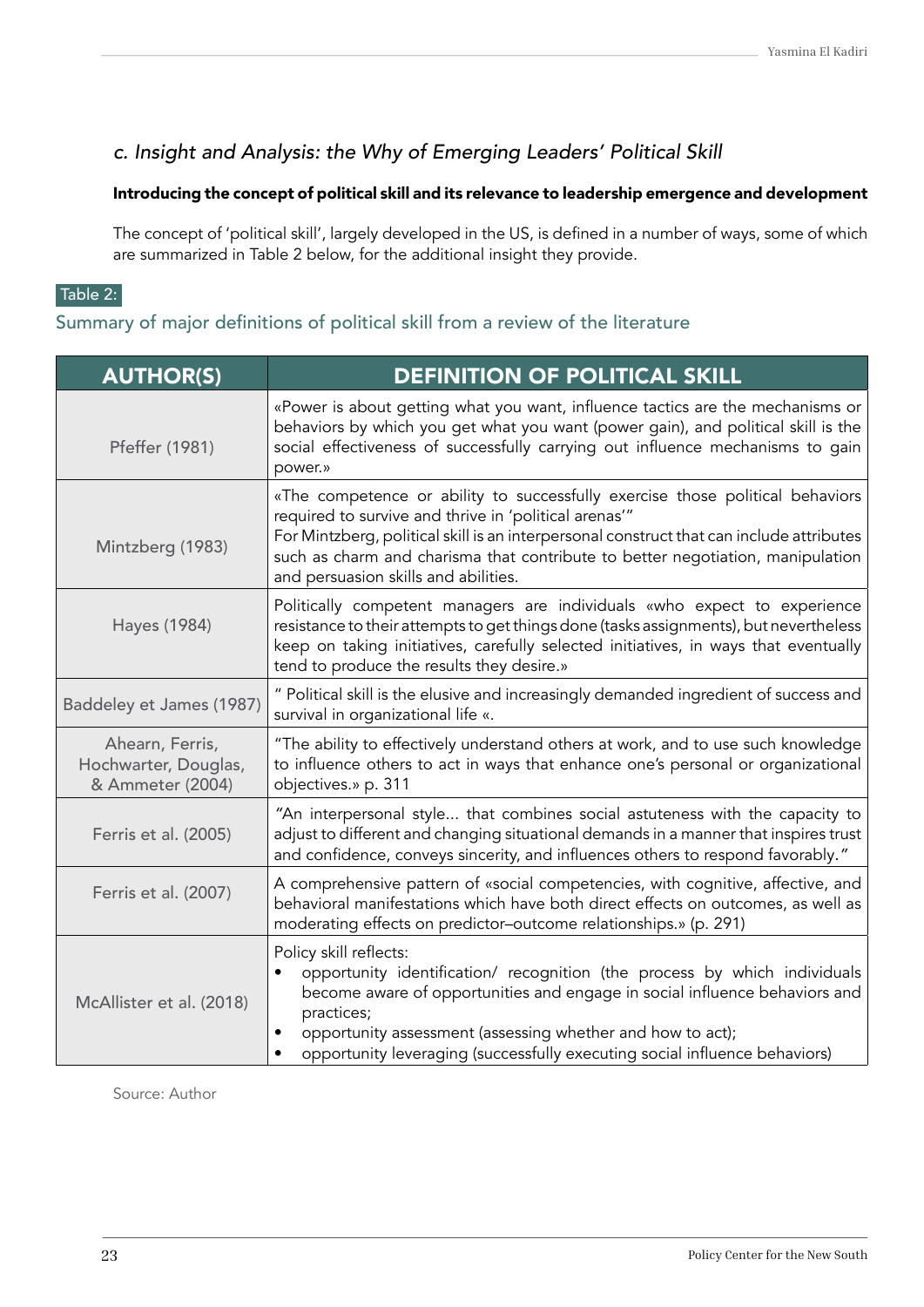### *c. Insight and Analysis: the Why of Emerging Leaders' Political Skill*

**Introducing the concept of political skill and its relevance to leadership emergence and development**

The concept of 'political skill', largely developed in the US, is defined in a number of ways, some of which are summarized in Table 2 below, for the additional insight they provide.

Table 2:

Summary of major definitions of political skill from a review of the literature

| AUTHOR(S) | DEFINITION OF POLITICAL SKILL |
|---|---|
| Pfeffer (1981) | «Power is about getting what you want, influence tactics are the mechanisms or behaviors by which you get what you want (power gain), and political skill is the social effectiveness of successfully carrying out influence mechanisms to gain power.» |
| Mintzberg (1983) | «The competence or ability to successfully exercise those political behaviors required to survive and thrive in 'political arenas'" For Mintzberg, political skill is an interpersonal construct that can include attributes such as charm and charisma that contribute to better negotiation, manipulation and persuasion skills and abilities. |
| Hayes (1984) | Politically competent managers are individuals «who expect to experience resistance to their attempts to get things done (tasks assignments), but nevertheless keep on taking initiatives, carefully selected initiatives, in ways that eventually tend to produce the results they desire.» |
| Baddeley et James (1987) | " Political skill is the elusive and increasingly demanded ingredient of success and survival in organizational life «. |
| Ahearn, Ferris, Hochwarter, Douglas, & Ammeter (2004) | "The ability to effectively understand others at work, and to use such knowledge to influence others to act in ways that enhance one's personal or organizational objectives.» p. 311 |
| Ferris et al. (2005) | "An interpersonal style... that combines social astuteness with the capacity to adjust to different and changing situational demands in a manner that inspires trust and confidence, conveys sincerity, and influences others to respond favorably." |
| Ferris et al. (2007) | A comprehensive pattern of «social competencies, with cognitive, affective, and behavioral manifestations which have both direct effects on outcomes, as well as moderating effects on predictor–outcome relationships.» (p. 291) |
| McAllister et al. (2018) | Policy skill reflects: • opportunity identification/ recognition (the process by which individuals become aware of opportunities and engage in social influence behaviors and practices; • opportunity assessment (assessing whether and how to act); • opportunity leveraging (successfully executing social influence behaviors) |

Source: Author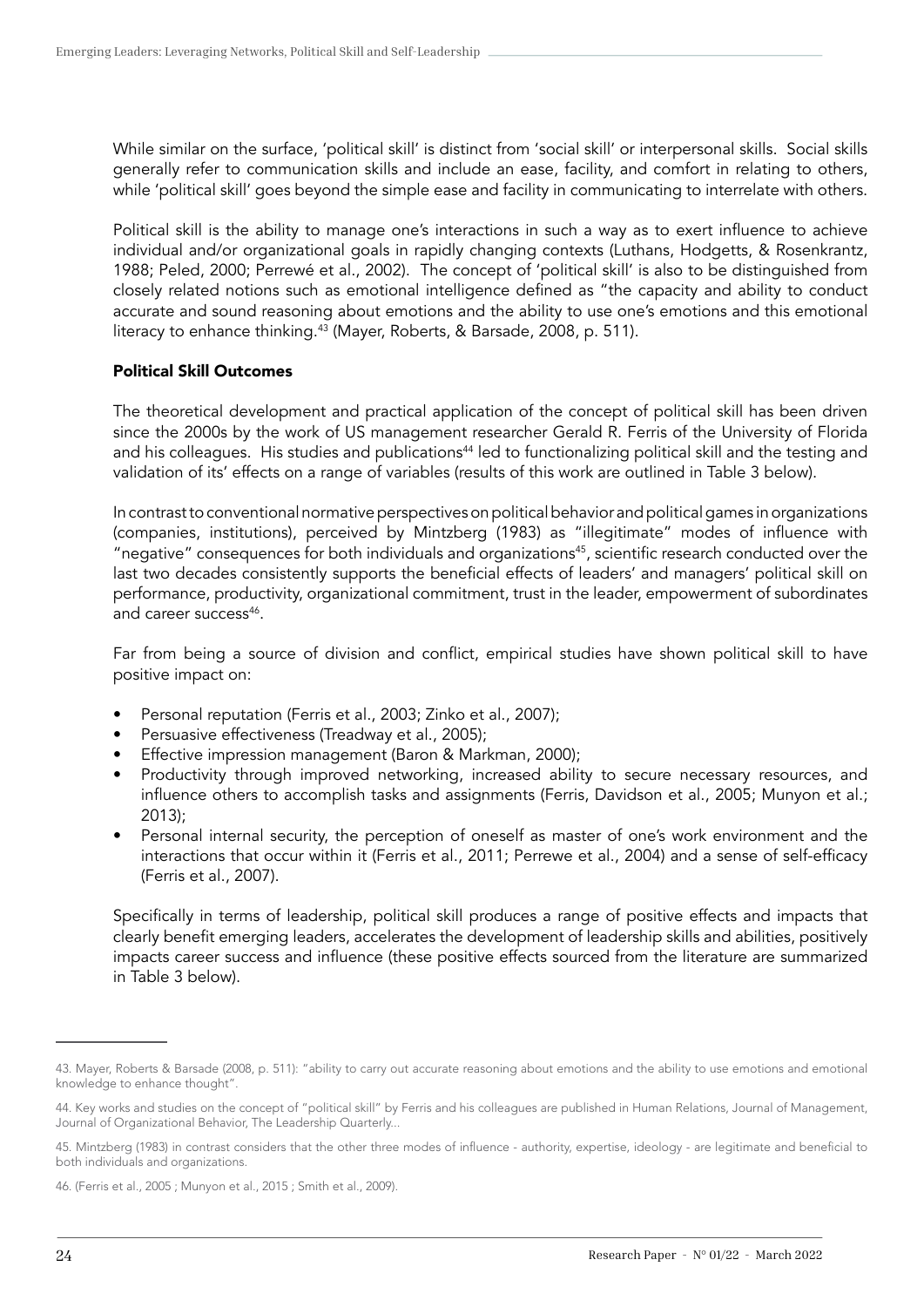While similar on the surface, 'political skill' is distinct from 'social skill' or interpersonal skills. Social skills generally refer to communication skills and include an ease, facility, and comfort in relating to others, while 'political skill' goes beyond the simple ease and facility in communicating to interrelate with others.

Political skill is the ability to manage one's interactions in such a way as to exert influence to achieve individual and/or organizational goals in rapidly changing contexts (Luthans, Hodgetts, & Rosenkrantz, 1988; Peled, 2000; Perrewé et al., 2002). The concept of 'political skill' is also to be distinguished from closely related notions such as emotional intelligence defined as "the capacity and ability to conduct accurate and sound reasoning about emotions and the ability to use one's emotions and this emotional literacy to enhance thinking.[43] (Mayer, Roberts, & Barsade, 2008, p. 511).

### Political Skill Outcomes

The theoretical development and practical application of the concept of political skill has been driven since the 2000s by the work of US management researcher Gerald R. Ferris of the University of Florida and his colleagues. His studies and publications[44] led to functionalizing political skill and the testing and validation of its' effects on a range of variables (results of this work are outlined in Table 3 below).

In contrast to conventional normative perspectives on political behavior and political games in organizations (companies, institutions), perceived by Mintzberg (1983) as "illegitimate" modes of influence with "negative" consequences for both individuals and organizations[45], scientific research conducted over the last two decades consistently supports the beneficial effects of leaders' and managers' political skill on performance, productivity, organizational commitment, trust in the leader, empowerment of subordinates and career success[46].

Far from being a source of division and conflict, empirical studies have shown political skill to have positive impact on:

- Personal reputation (Ferris et al., 2003; Zinko et al., 2007);
- Persuasive effectiveness (Treadway et al., 2005);
- Effective impression management (Baron & Markman, 2000);
- Productivity through improved networking, increased ability to secure necessary resources, and influence others to accomplish tasks and assignments (Ferris, Davidson et al., 2005; Munyon et al.; 2013);
- Personal internal security, the perception of oneself as master of one's work environment and the interactions that occur within it (Ferris et al., 2011; Perrewe et al., 2004) and a sense of self-efficacy (Ferris et al., 2007).

Specifically in terms of leadership, political skill produces a range of positive effects and impacts that clearly benefit emerging leaders, accelerates the development of leadership skills and abilities, positively impacts career success and influence (these positive effects sourced from the literature are summarized in Table 3 below).

---

43. Mayer, Roberts & Barsade (2008, p. 511): "ability to carry out accurate reasoning about emotions and the ability to use emotions and emotional knowledge to enhance thought".

44. Key works and studies on the concept of "political skill" by Ferris and his colleagues are published in Human Relations, Journal of Management, Journal of Organizational Behavior, The Leadership Quarterly...

45. Mintzberg (1983) in contrast considers that the other three modes of influence - authority, expertise, ideology - are legitimate and beneficial to both individuals and organizations.

46. (Ferris et al., 2005 ; Munyon et al., 2015 ; Smith et al., 2009).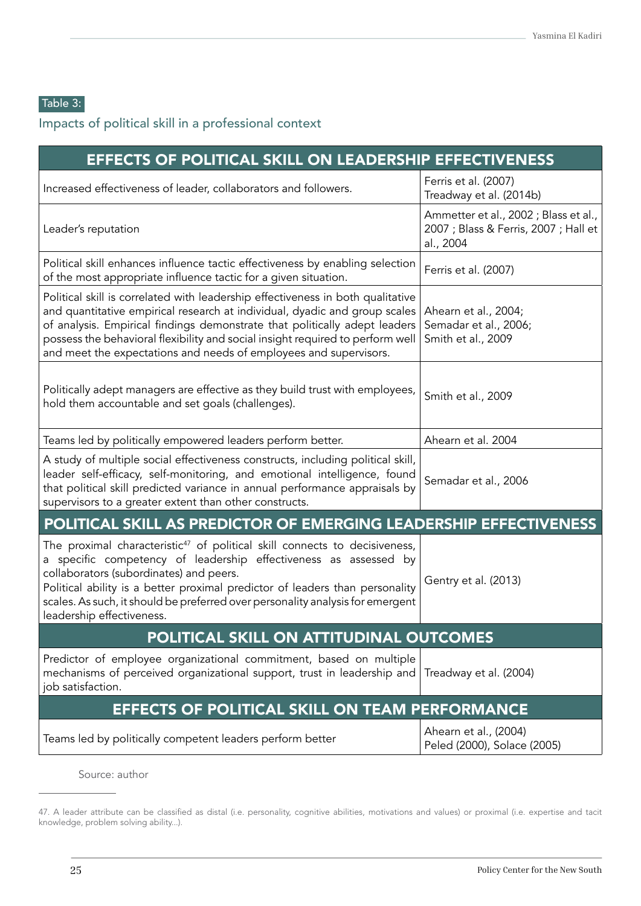Table 3:

Impacts of political skill in a professional context

| | |
|---|---|
| **EFFECTS OF POLITICAL SKILL ON LEADERSHIP EFFECTIVENESS** | |
| Increased effectiveness of leader, collaborators and followers. | Ferris et al. (2007) Treadway et al. (2014b) |
| Leader's reputation | Ammetter et al., 2002 ; Blass et al., 2007 ; Blass & Ferris, 2007 ; Hall et al., 2004 |
| Political skill enhances influence tactic effectiveness by enabling selection of the most appropriate influence tactic for a given situation. | Ferris et al. (2007) |
| Political skill is correlated with leadership effectiveness in both qualitative and quantitative empirical research at individual, dyadic and group scales of analysis. Empirical findings demonstrate that politically adept leaders possess the behavioral flexibility and social insight required to perform well and meet the expectations and needs of employees and supervisors. | Ahearn et al., 2004; Semadar et al., 2006; Smith et al., 2009 |
| Politically adept managers are effective as they build trust with employees, hold them accountable and set goals (challenges). | Smith et al., 2009 |
| Teams led by politically empowered leaders perform better. | Ahearn et al. 2004 |
| A study of multiple social effectiveness constructs, including political skill, leader self-efficacy, self-monitoring, and emotional intelligence, found that political skill predicted variance in annual performance appraisals by supervisors to a greater extent than other constructs. | Semadar et al., 2006 |
| **POLITICAL SKILL AS PREDICTOR OF EMERGING LEADERSHIP EFFECTIVENESS** | |
| The proximal characteristic[47] of political skill connects to decisiveness, a specific competency of leadership effectiveness as assessed by collaborators (subordinates) and peers. Political ability is a better proximal predictor of leaders than personality scales. As such, it should be preferred over personality analysis for emergent leadership effectiveness. | Gentry et al. (2013) |
| **POLITICAL SKILL ON ATTITUDINAL OUTCOMES** | |
| Predictor of employee organizational commitment, based on multiple mechanisms of perceived organizational support, trust in leadership and job satisfaction. | Treadway et al. (2004) |
| **EFFECTS OF POLITICAL SKILL ON TEAM PERFORMANCE** | |
| Teams led by politically competent leaders perform better | Ahearn et al., (2004) Peled (2000), Solace (2005) |

Source: author

47. A leader attribute can be classified as distal (i.e. personality, cognitive abilities, motivations and values) or proximal (i.e. expertise and tacit knowledge, problem solving ability...).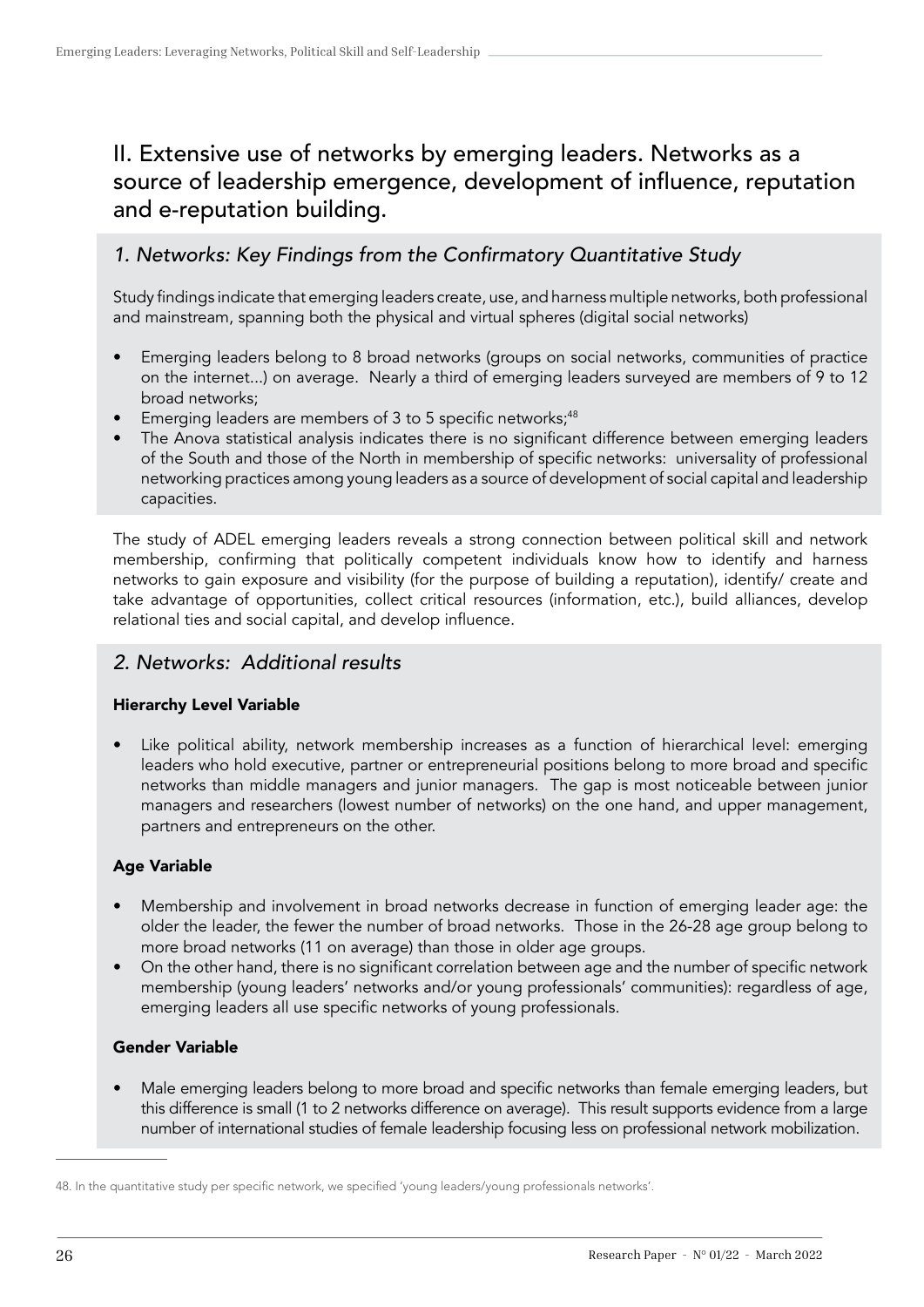## II. Extensive use of networks by emerging leaders. Networks as a source of leadership emergence, development of influence, reputation and e-reputation building.

### *1. Networks: Key Findings from the Confirmatory Quantitative Study*

Study findings indicate that emerging leaders create, use, and harness multiple networks, both professional and mainstream, spanning both the physical and virtual spheres (digital social networks)

- Emerging leaders belong to 8 broad networks (groups on social networks, communities of practice on the internet...) on average. Nearly a third of emerging leaders surveyed are members of 9 to 12 broad networks;
- Emerging leaders are members of 3 to 5 specific networks;[48]
- The Anova statistical analysis indicates there is no significant difference between emerging leaders of the South and those of the North in membership of specific networks: universality of professional networking practices among young leaders as a source of development of social capital and leadership capacities.

The study of ADEL emerging leaders reveals a strong connection between political skill and network membership, confirming that politically competent individuals know how to identify and harness networks to gain exposure and visibility (for the purpose of building a reputation), identify/ create and take advantage of opportunities, collect critical resources (information, etc.), build alliances, develop relational ties and social capital, and develop influence.

### *2. Networks: Additional results*

**Hierarchy Level Variable**

- Like political ability, network membership increases as a function of hierarchical level: emerging leaders who hold executive, partner or entrepreneurial positions belong to more broad and specific networks than middle managers and junior managers. The gap is most noticeable between junior managers and researchers (lowest number of networks) on the one hand, and upper management, partners and entrepreneurs on the other.

**Age Variable**

- Membership and involvement in broad networks decrease in function of emerging leader age: the older the leader, the fewer the number of broad networks. Those in the 26-28 age group belong to more broad networks (11 on average) than those in older age groups.
- On the other hand, there is no significant correlation between age and the number of specific network membership (young leaders' networks and/or young professionals' communities): regardless of age, emerging leaders all use specific networks of young professionals.

**Gender Variable**

- Male emerging leaders belong to more broad and specific networks than female emerging leaders, but this difference is small (1 to 2 networks difference on average). This result supports evidence from a large number of international studies of female leadership focusing less on professional network mobilization.

---

48. In the quantitative study per specific network, we specified 'young leaders/young professionals networks'.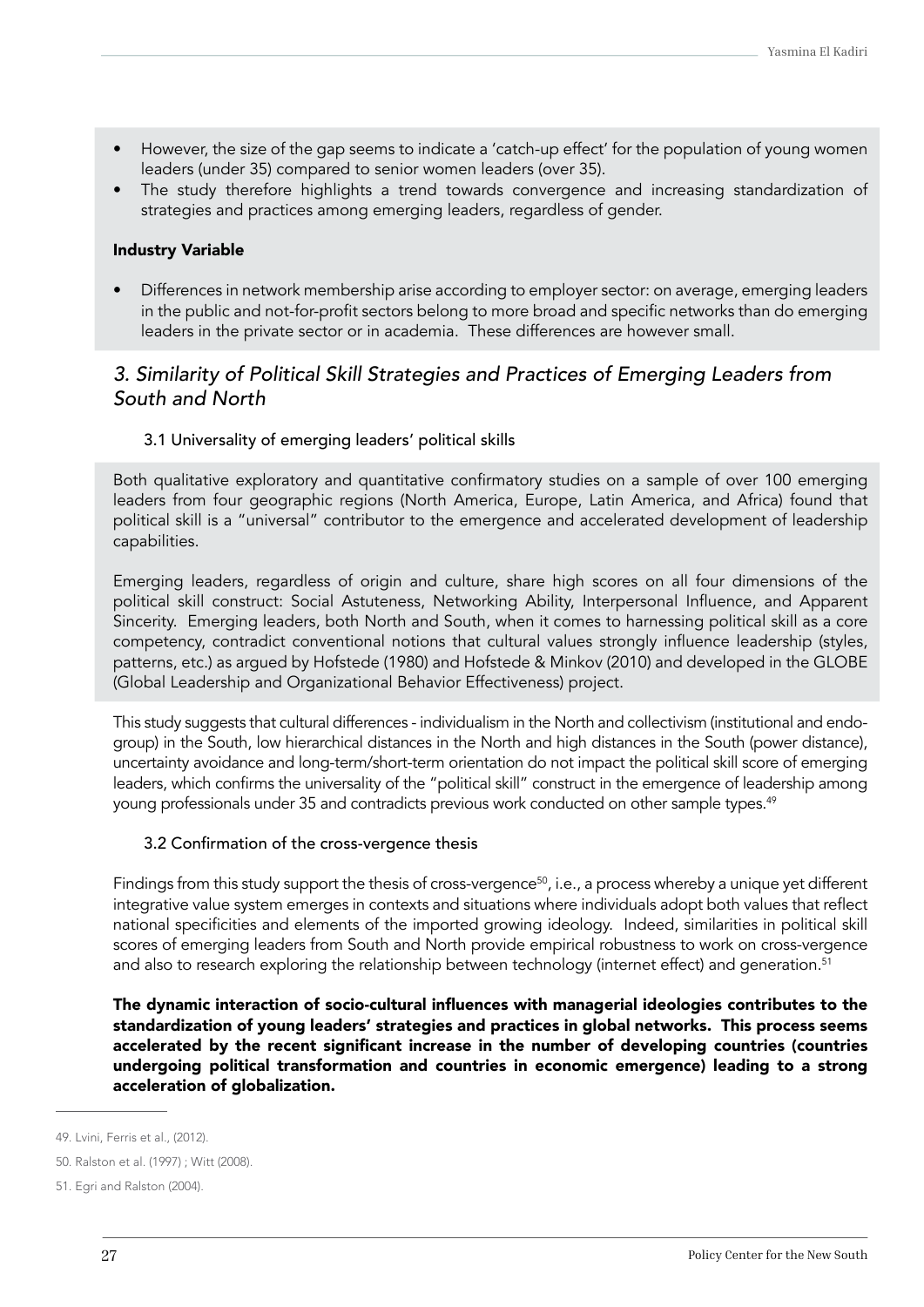- However, the size of the gap seems to indicate a 'catch-up effect' for the population of young women leaders (under 35) compared to senior women leaders (over 35).
- The study therefore highlights a trend towards convergence and increasing standardization of strategies and practices among emerging leaders, regardless of gender.

**Industry Variable**

- Differences in network membership arise according to employer sector: on average, emerging leaders in the public and not-for-profit sectors belong to more broad and specific networks than do emerging leaders in the private sector or in academia. These differences are however small.

## *3. Similarity of Political Skill Strategies and Practices of Emerging Leaders from South and North*

### 3.1 Universality of emerging leaders' political skills

Both qualitative exploratory and quantitative confirmatory studies on a sample of over 100 emerging leaders from four geographic regions (North America, Europe, Latin America, and Africa) found that political skill is a "universal" contributor to the emergence and accelerated development of leadership capabilities.

Emerging leaders, regardless of origin and culture, share high scores on all four dimensions of the political skill construct: Social Astuteness, Networking Ability, Interpersonal Influence, and Apparent Sincerity. Emerging leaders, both North and South, when it comes to harnessing political skill as a core competency, contradict conventional notions that cultural values strongly influence leadership (styles, patterns, etc.) as argued by Hofstede (1980) and Hofstede & Minkov (2010) and developed in the GLOBE (Global Leadership and Organizational Behavior Effectiveness) project.

This study suggests that cultural differences - individualism in the North and collectivism (institutional and endo-group) in the South, low hierarchical distances in the North and high distances in the South (power distance), uncertainty avoidance and long-term/short-term orientation do not impact the political skill score of emerging leaders, which confirms the universality of the "political skill" construct in the emergence of leadership among young professionals under 35 and contradicts previous work conducted on other sample types.[49]

### 3.2 Confirmation of the cross-vergence thesis

Findings from this study support the thesis of cross-vergence[50], i.e., a process whereby a unique yet different integrative value system emerges in contexts and situations where individuals adopt both values that reflect national specificities and elements of the imported growing ideology. Indeed, similarities in political skill scores of emerging leaders from South and North provide empirical robustness to work on cross-vergence and also to research exploring the relationship between technology (internet effect) and generation.[51]

**The dynamic interaction of socio-cultural influences with managerial ideologies contributes to the standardization of young leaders' strategies and practices in global networks. This process seems accelerated by the recent significant increase in the number of developing countries (countries undergoing political transformation and countries in economic emergence) leading to a strong acceleration of globalization.**

49. Lvini, Ferris et al., (2012).

50. Ralston et al. (1997) ; Witt (2008).

51. Egri and Ralston (2004).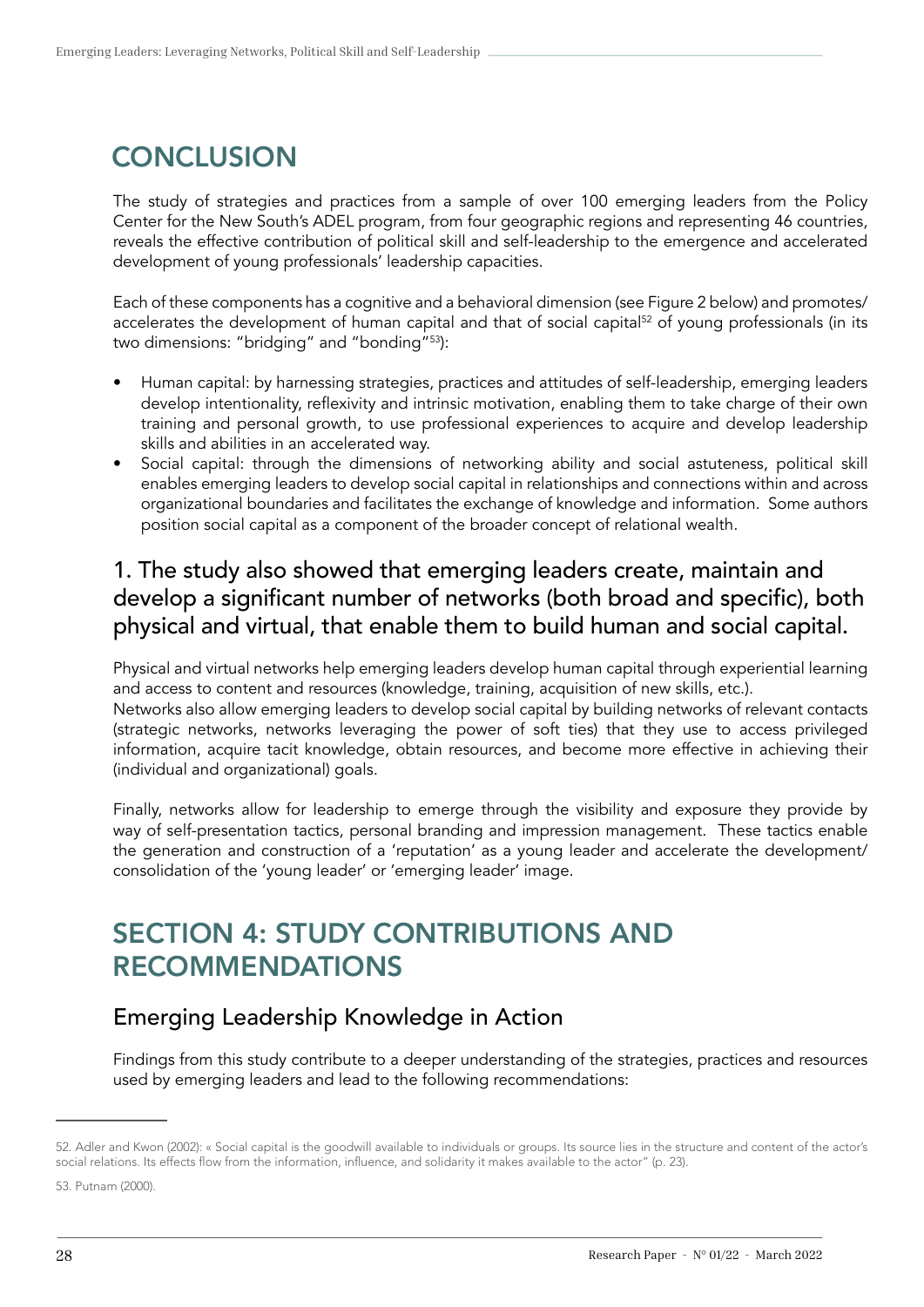## CONCLUSION

The study of strategies and practices from a sample of over 100 emerging leaders from the Policy Center for the New South's ADEL program, from four geographic regions and representing 46 countries, reveals the effective contribution of political skill and self-leadership to the emergence and accelerated development of young professionals' leadership capacities.

Each of these components has a cognitive and a behavioral dimension (see Figure 2 below) and promotes/accelerates the development of human capital and that of social capital[52] of young professionals (in its two dimensions: "bridging" and "bonding"[53]):

- Human capital: by harnessing strategies, practices and attitudes of self-leadership, emerging leaders develop intentionality, reflexivity and intrinsic motivation, enabling them to take charge of their own training and personal growth, to use professional experiences to acquire and develop leadership skills and abilities in an accelerated way.
- Social capital: through the dimensions of networking ability and social astuteness, political skill enables emerging leaders to develop social capital in relationships and connections within and across organizational boundaries and facilitates the exchange of knowledge and information. Some authors position social capital as a component of the broader concept of relational wealth.

### 1. The study also showed that emerging leaders create, maintain and develop a significant number of networks (both broad and specific), both physical and virtual, that enable them to build human and social capital.

Physical and virtual networks help emerging leaders develop human capital through experiential learning and access to content and resources (knowledge, training, acquisition of new skills, etc.).
Networks also allow emerging leaders to develop social capital by building networks of relevant contacts (strategic networks, networks leveraging the power of soft ties) that they use to access privileged information, acquire tacit knowledge, obtain resources, and become more effective in achieving their (individual and organizational) goals.

Finally, networks allow for leadership to emerge through the visibility and exposure they provide by way of self-presentation tactics, personal branding and impression management. These tactics enable the generation and construction of a 'reputation' as a young leader and accelerate the development/consolidation of the 'young leader' or 'emerging leader' image.

## SECTION 4: STUDY CONTRIBUTIONS AND RECOMMENDATIONS

### Emerging Leadership Knowledge in Action

Findings from this study contribute to a deeper understanding of the strategies, practices and resources used by emerging leaders and lead to the following recommendations:

---

52. Adler and Kwon (2002): « Social capital is the goodwill available to individuals or groups. Its source lies in the structure and content of the actor's social relations. Its effects flow from the information, influence, and solidarity it makes available to the actor" (p. 23).

53. Putnam (2000).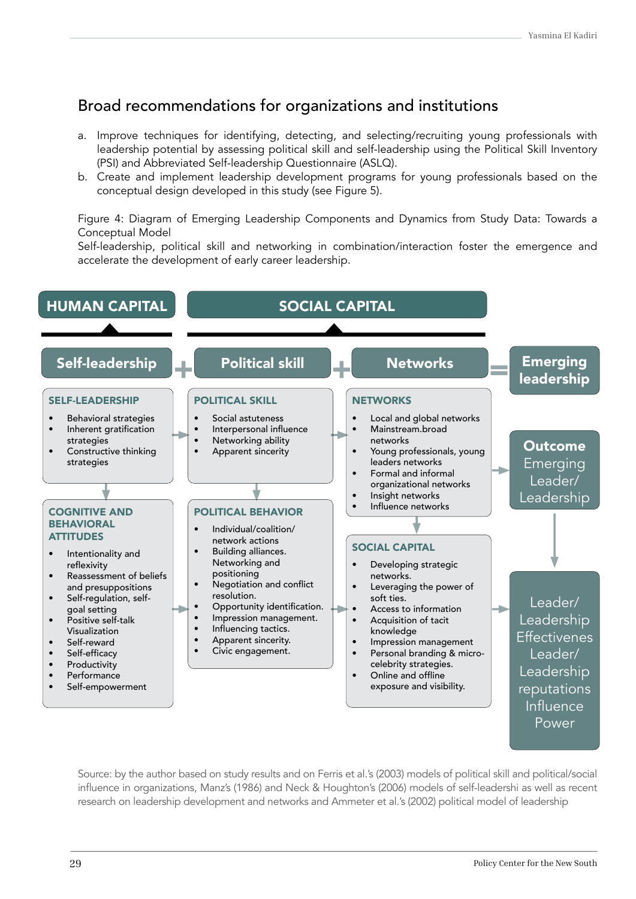## Broad recommendations for organizations and institutions

a. Improve techniques for identifying, detecting, and selecting/recruiting young professionals with leadership potential by assessing political skill and self-leadership using the Political Skill Inventory (PSI) and Abbreviated Self-leadership Questionnaire (ASLQ).

b. Create and implement leadership development programs for young professionals based on the conceptual design developed in this study (see Figure 5).

Figure 4: Diagram of Emerging Leadership Components and Dynamics from Study Data: Towards a Conceptual Model

Self-leadership, political skill and networking in combination/interaction foster the emergence and accelerate the development of early career leadership.

HUMAN CAPITAL

SOCIAL CAPITAL

Self-leadership + Political skill + Networks = Emerging leadership

**SELF-LEADERSHIP**

- Behavioral strategies
- Inherent gratification strategies
- Constructive thinking strategies

**POLITICAL SKILL**

- Social astuteness
- Interpersonal influence
- Networking ability
- Apparent sincerity

**NETWORKS**

- Local and global networks
- Mainstream.broad networks
- Young professionals, young leaders networks
- Formal and informal organizational networks
- Insight networks
- Influence networks

**Outcome**
Emerging Leader/ Leadership

**COGNITIVE AND BEHAVIORAL ATTITUDES**

- Intentionality and reflexivity
- Reassessment of beliefs and presuppositions
- Self-regulation, self-goal setting
- Positive self-talk Visualization
- Self-reward
- Self-efficacy
- Productivity
- Performance
- Self-empowerment

**POLITICAL BEHAVIOR**

- Individual/coalition/ network actions
- Building alliances. Networking and positioning
- Negotiation and conflict resolution.
- Opportunity identification.
- Impression management.
- Influencing tactics.
- Apparent sincerity.
- Civic engagement.

**SOCIAL CAPITAL**

- Developing strategic networks.
- Leveraging the power of soft ties.
- Access to information
- Acquisition of tacit knowledge
- Impression management
- Personal branding & micro-celebrity strategies.
- Online and offline exposure and visibility.

Leader/ Leadership Effectivenes
Leader/ Leadership reputations
Influence
Power

Source: by the author based on study results and on Ferris et al.'s (2003) models of political skill and political/social influence in organizations, Manz's (1986) and Neck & Houghton's (2006) models of self-leadershi as well as recent research on leadership development and networks and Ammeter et al.'s (2002) political model of leadership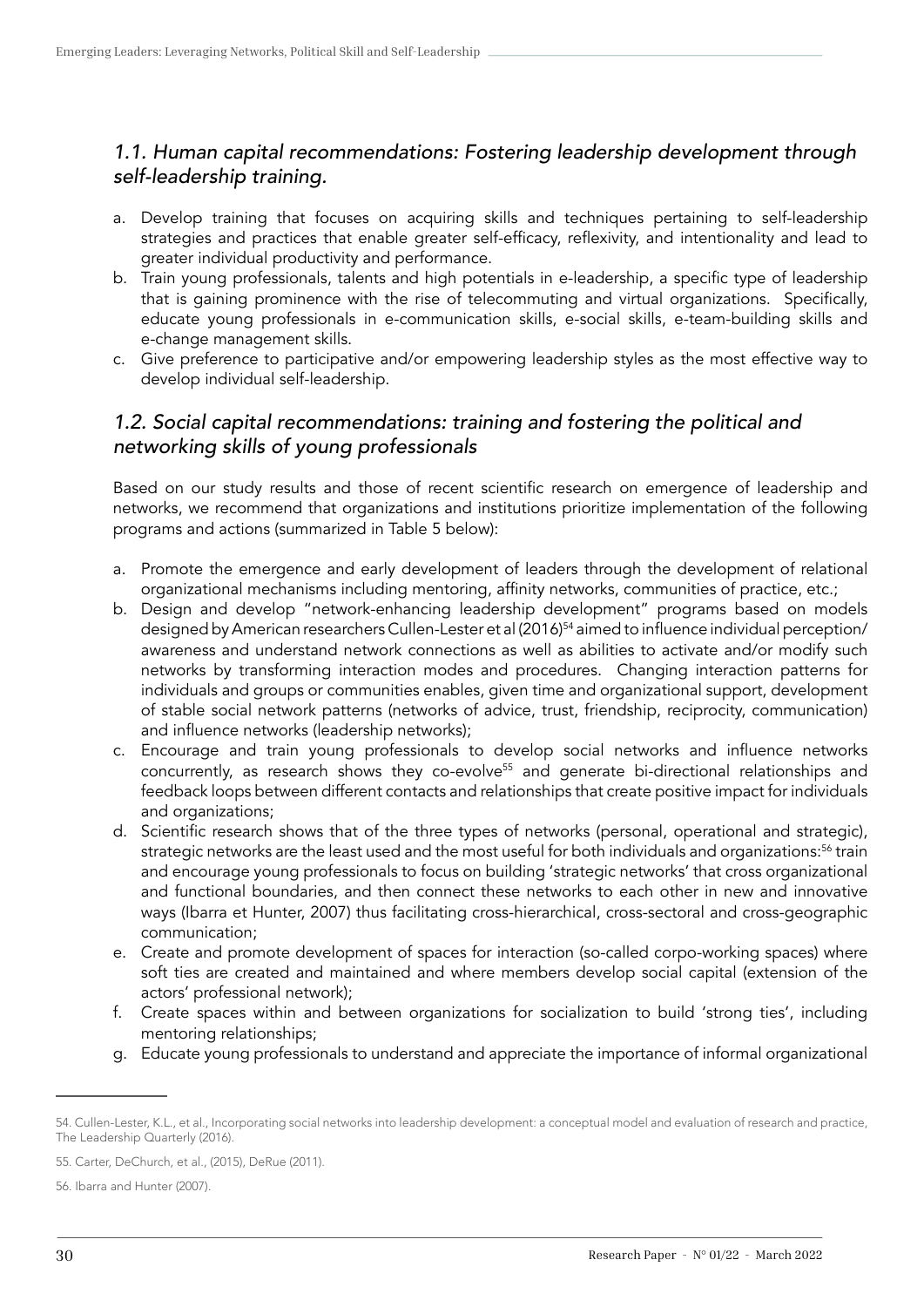### *1.1. Human capital recommendations: Fostering leadership development through self-leadership training.*

a. Develop training that focuses on acquiring skills and techniques pertaining to self-leadership strategies and practices that enable greater self-efficacy, reflexivity, and intentionality and lead to greater individual productivity and performance.
b. Train young professionals, talents and high potentials in e-leadership, a specific type of leadership that is gaining prominence with the rise of telecommuting and virtual organizations. Specifically, educate young professionals in e-communication skills, e-social skills, e-team-building skills and e-change management skills.
c. Give preference to participative and/or empowering leadership styles as the most effective way to develop individual self-leadership.

### *1.2. Social capital recommendations: training and fostering the political and networking skills of young professionals*

Based on our study results and those of recent scientific research on emergence of leadership and networks, we recommend that organizations and institutions prioritize implementation of the following programs and actions (summarized in Table 5 below):

a. Promote the emergence and early development of leaders through the development of relational organizational mechanisms including mentoring, affinity networks, communities of practice, etc.;
b. Design and develop "network-enhancing leadership development" programs based on models designed by American researchers Cullen-Lester et al (2016)[54] aimed to influence individual perception/awareness and understand network connections as well as abilities to activate and/or modify such networks by transforming interaction modes and procedures. Changing interaction patterns for individuals and groups or communities enables, given time and organizational support, development of stable social network patterns (networks of advice, trust, friendship, reciprocity, communication) and influence networks (leadership networks);
c. Encourage and train young professionals to develop social networks and influence networks concurrently, as research shows they co-evolve[55] and generate bi-directional relationships and feedback loops between different contacts and relationships that create positive impact for individuals and organizations;
d. Scientific research shows that of the three types of networks (personal, operational and strategic), strategic networks are the least used and the most useful for both individuals and organizations:[56] train and encourage young professionals to focus on building 'strategic networks' that cross organizational and functional boundaries, and then connect these networks to each other in new and innovative ways (Ibarra et Hunter, 2007) thus facilitating cross-hierarchical, cross-sectoral and cross-geographic communication;
e. Create and promote development of spaces for interaction (so-called corpo-working spaces) where soft ties are created and maintained and where members develop social capital (extension of the actors' professional network);
f. Create spaces within and between organizations for socialization to build 'strong ties', including mentoring relationships;
g. Educate young professionals to understand and appreciate the importance of informal organizational

---

54. Cullen-Lester, K.L., et al., Incorporating social networks into leadership development: a conceptual model and evaluation of research and practice, The Leadership Quarterly (2016).

55. Carter, DeChurch, et al., (2015), DeRue (2011).

56. Ibarra and Hunter (2007).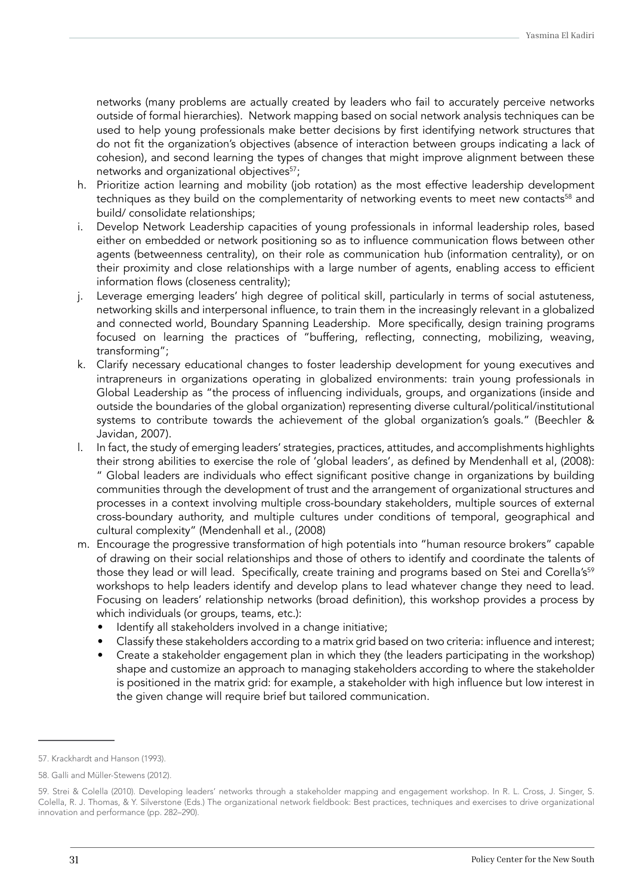networks (many problems are actually created by leaders who fail to accurately perceive networks outside of formal hierarchies). Network mapping based on social network analysis techniques can be used to help young professionals make better decisions by first identifying network structures that do not fit the organization's objectives (absence of interaction between groups indicating a lack of cohesion), and second learning the types of changes that might improve alignment between these networks and organizational objectives[57];

h. Prioritize action learning and mobility (job rotation) as the most effective leadership development techniques as they build on the complementarity of networking events to meet new contacts[58] and build/ consolidate relationships;

i. Develop Network Leadership capacities of young professionals in informal leadership roles, based either on embedded or network positioning so as to influence communication flows between other agents (betweenness centrality), on their role as communication hub (information centrality), or on their proximity and close relationships with a large number of agents, enabling access to efficient information flows (closeness centrality);

j. Leverage emerging leaders' high degree of political skill, particularly in terms of social astuteness, networking skills and interpersonal influence, to train them in the increasingly relevant in a globalized and connected world, Boundary Spanning Leadership. More specifically, design training programs focused on learning the practices of "buffering, reflecting, connecting, mobilizing, weaving, transforming";

k. Clarify necessary educational changes to foster leadership development for young executives and intrapreneurs in organizations operating in globalized environments: train young professionals in Global Leadership as "the process of influencing individuals, groups, and organizations (inside and outside the boundaries of the global organization) representing diverse cultural/political/institutional systems to contribute towards the achievement of the global organization's goals." (Beechler & Javidan, 2007).

l. In fact, the study of emerging leaders' strategies, practices, attitudes, and accomplishments highlights their strong abilities to exercise the role of 'global leaders', as defined by Mendenhall et al, (2008): " Global leaders are individuals who effect significant positive change in organizations by building communities through the development of trust and the arrangement of organizational structures and processes in a context involving multiple cross-boundary stakeholders, multiple sources of external cross-boundary authority, and multiple cultures under conditions of temporal, geographical and cultural complexity" (Mendenhall et al., (2008)

m. Encourage the progressive transformation of high potentials into "human resource brokers" capable of drawing on their social relationships and those of others to identify and coordinate the talents of those they lead or will lead. Specifically, create training and programs based on Stei and Corella's[59] workshops to help leaders identify and develop plans to lead whatever change they need to lead. Focusing on leaders' relationship networks (broad definition), this workshop provides a process by which individuals (or groups, teams, etc.):
   - Identify all stakeholders involved in a change initiative;
   - Classify these stakeholders according to a matrix grid based on two criteria: influence and interest;
   - Create a stakeholder engagement plan in which they (the leaders participating in the workshop) shape and customize an approach to managing stakeholders according to where the stakeholder is positioned in the matrix grid: for example, a stakeholder with high influence but low interest in the given change will require brief but tailored communication.

---

57. Krackhardt and Hanson (1993).

58. Galli and Müller-Stewens (2012).

59. Strei & Colella (2010). Developing leaders' networks through a stakeholder mapping and engagement workshop. In R. L. Cross, J. Singer, S. Colella, R. J. Thomas, & Y. Silverstone (Eds.) The organizational network fieldbook: Best practices, techniques and exercises to drive organizational innovation and performance (pp. 282–290).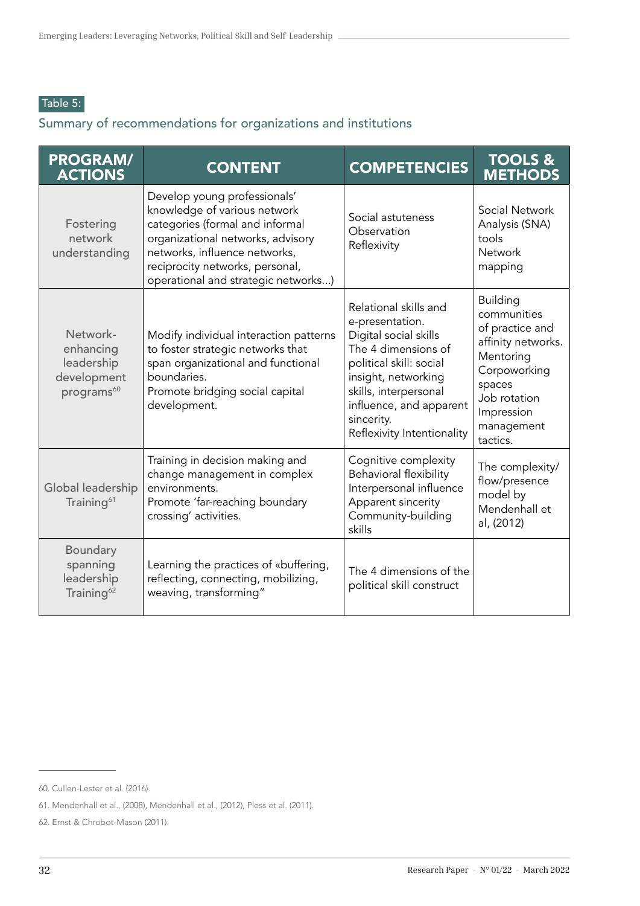Table 5:

Summary of recommendations for organizations and institutions

| PROGRAM/ ACTIONS | CONTENT | COMPETENCIES | TOOLS & METHODS |
|---|---|---|---|
| Fostering network understanding | Develop young professionals' knowledge of various network categories (formal and informal organizational networks, advisory networks, influence networks, reciprocity networks, personal, operational and strategic networks…) | Social astuteness<br>Observation<br>Reflexivity | Social Network Analysis (SNA) tools<br>Network mapping |
| Network-enhancing leadership development programs[60] | Modify individual interaction patterns to foster strategic networks that span organizational and functional boundaries.<br>Promote bridging social capital development. | Relational skills and e-presentation.<br>Digital social skills<br>The 4 dimensions of political skill: social insight, networking skills, interpersonal influence, and apparent sincerity.<br>Reflexivity Intentionality | Building communities of practice and affinity networks.<br>Mentoring<br>Corpoworking spaces<br>Job rotation<br>Impression management tactics. |
| Global leadership Training[61] | Training in decision making and change management in complex environments.<br>Promote 'far-reaching boundary crossing' activities. | Cognitive complexity<br>Behavioral flexibility<br>Interpersonal influence<br>Apparent sincerity<br>Community-building skills | The complexity/ flow/presence model by Mendenhall et al, (2012) |
| Boundary spanning leadership Training[62] | Learning the practices of «buffering, reflecting, connecting, mobilizing, weaving, transforming" | The 4 dimensions of the political skill construct | |

60. Cullen-Lester et al. (2016).

61. Mendenhall et al., (2008), Mendenhall et al., (2012), Pless et al. (2011).

62. Ernst & Chrobot-Mason (2011).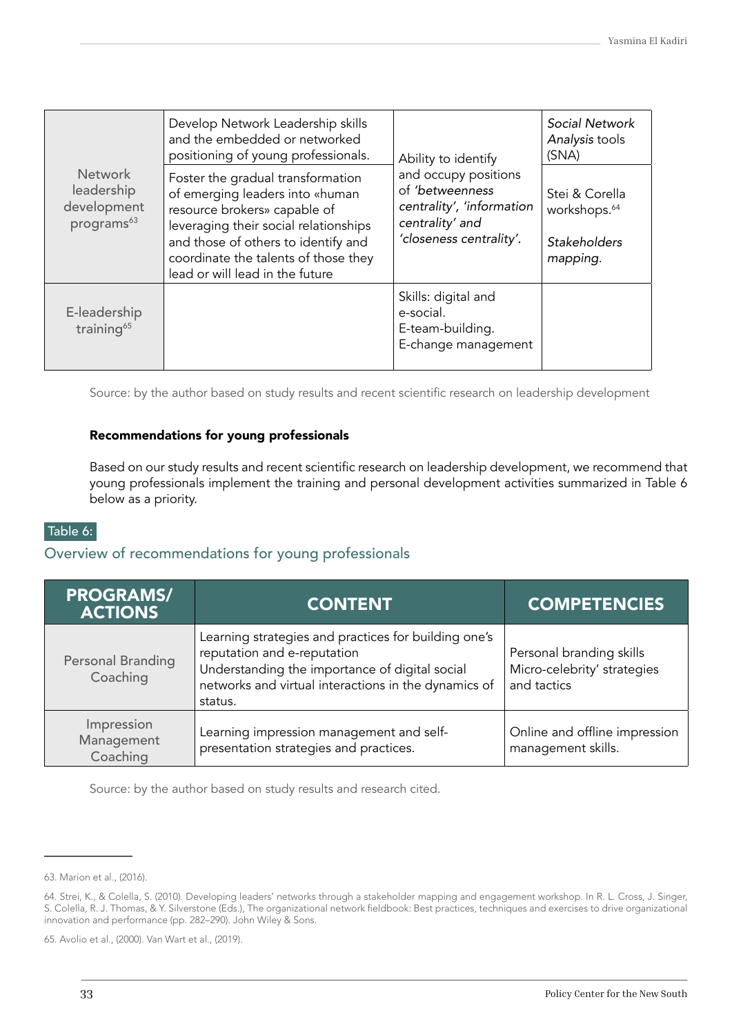| | | | |
|---|---|---|---|
| Network leadership development programs[63] | Develop Network Leadership skills and the embedded or networked positioning of young professionals. | Ability to identify and occupy positions of *'betweenness centrality', 'information centrality'* and *'closeness centrality'*. | *Social Network Analysis* tools (SNA) |
| | Foster the gradual transformation of emerging leaders into «human resource brokers» capable of leveraging their social relationships and those of others to identify and coordinate the talents of those they lead or will lead in the future | | Stei & Corella workshops.[64] *Stakeholders mapping.* |
| E-leadership training[65] | | Skills: digital and e-social. E-team-building. E-change management | |

Source: by the author based on study results and recent scientific research on leadership development

**Recommendations for young professionals**

Based on our study results and recent scientific research on leadership development, we recommend that young professionals implement the training and personal development activities summarized in Table 6 below as a priority.

Table 6:

Overview of recommendations for young professionals

| PROGRAMS/ ACTIONS | CONTENT | COMPETENCIES |
|---|---|---|
| Personal Branding Coaching | Learning strategies and practices for building one's reputation and e-reputation<br>Understanding the importance of digital social networks and virtual interactions in the dynamics of status. | Personal branding skills<br>Micro-celebrity' strategies and tactics |
| Impression Management Coaching | Learning impression management and self-presentation strategies and practices. | Online and offline impression management skills. |

Source: by the author based on study results and research cited.

---

63. Marion et al., (2016).

64. Strei, K., & Colella, S. (2010). Developing leaders' networks through a stakeholder mapping and engagement workshop. In R. L. Cross, J. Singer, S. Colella, R. J. Thomas, & Y. Silverstone (Eds.), The organizational network fieldbook: Best practices, techniques and exercises to drive organizational innovation and performance (pp. 282–290). John Wiley & Sons.

65. Avolio et al., (2000). Van Wart et al., (2019).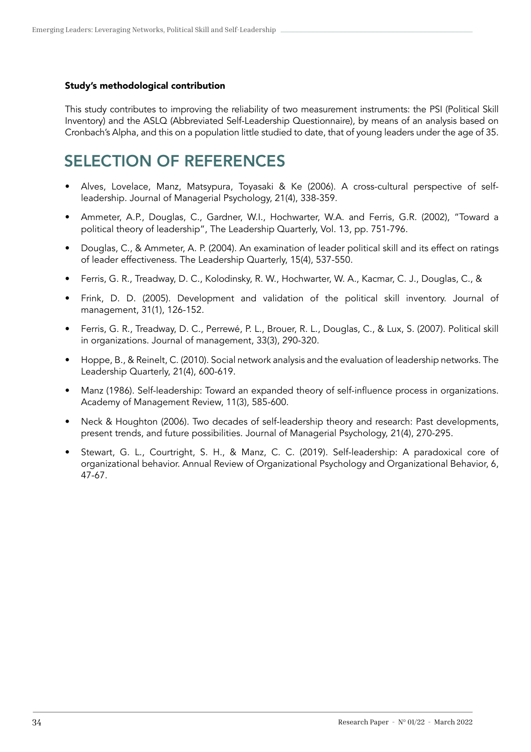#### Study's methodological contribution

This study contributes to improving the reliability of two measurement instruments: the PSI (Political Skill Inventory) and the ASLQ (Abbreviated Self-Leadership Questionnaire), by means of an analysis based on Cronbach's Alpha, and this on a population little studied to date, that of young leaders under the age of 35.

## SELECTION OF REFERENCES

- Alves, Lovelace, Manz, Matsypura, Toyasaki & Ke (2006). A cross-cultural perspective of self-leadership. Journal of Managerial Psychology, 21(4), 338-359.
- Ammeter, A.P., Douglas, C., Gardner, W.I., Hochwarter, W.A. and Ferris, G.R. (2002), "Toward a political theory of leadership", The Leadership Quarterly, Vol. 13, pp. 751-796.
- Douglas, C., & Ammeter, A. P. (2004). An examination of leader political skill and its effect on ratings of leader effectiveness. The Leadership Quarterly, 15(4), 537-550.
- Ferris, G. R., Treadway, D. C., Kolodinsky, R. W., Hochwarter, W. A., Kacmar, C. J., Douglas, C., &
- Frink, D. D. (2005). Development and validation of the political skill inventory. Journal of management, 31(1), 126-152.
- Ferris, G. R., Treadway, D. C., Perrewé, P. L., Brouer, R. L., Douglas, C., & Lux, S. (2007). Political skill in organizations. Journal of management, 33(3), 290-320.
- Hoppe, B., & Reinelt, C. (2010). Social network analysis and the evaluation of leadership networks. The Leadership Quarterly, 21(4), 600-619.
- Manz (1986). Self-leadership: Toward an expanded theory of self-influence process in organizations. Academy of Management Review, 11(3), 585-600.
- Neck & Houghton (2006). Two decades of self-leadership theory and research: Past developments, present trends, and future possibilities. Journal of Managerial Psychology, 21(4), 270-295.
- Stewart, G. L., Courtright, S. H., & Manz, C. C. (2019). Self-leadership: A paradoxical core of organizational behavior. Annual Review of Organizational Psychology and Organizational Behavior, 6, 47-67.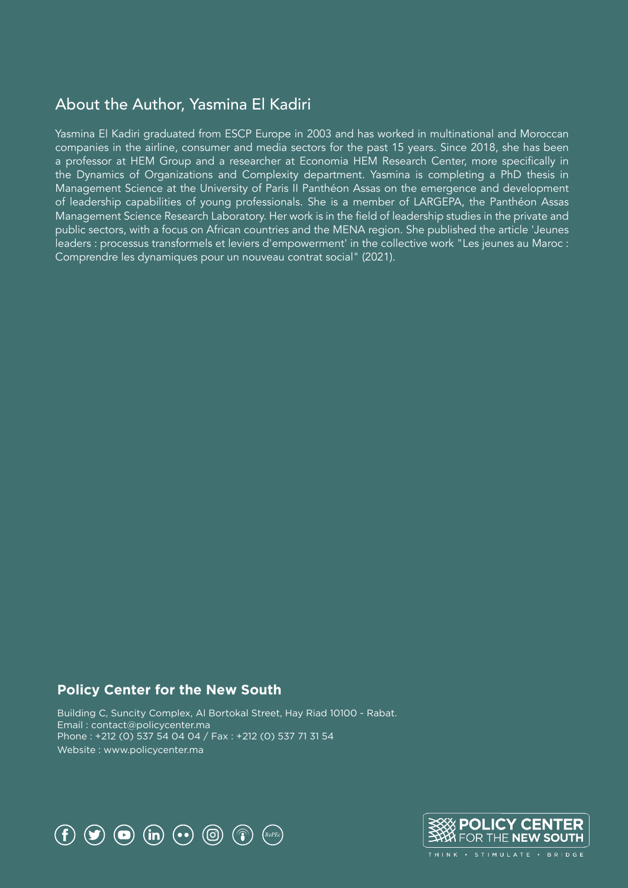## About the Author, Yasmina El Kadiri

Yasmina El Kadiri graduated from ESCP Europe in 2003 and has worked in multinational and Moroccan companies in the airline, consumer and media sectors for the past 15 years. Since 2018, she has been a professor at HEM Group and a researcher at Economia HEM Research Center, more specifically in the Dynamics of Organizations and Complexity department. Yasmina is completing a PhD thesis in Management Science at the University of Paris II Panthéon Assas on the emergence and development of leadership capabilities of young professionals. She is a member of LARGEPA, the Panthéon Assas Management Science Research Laboratory. Her work is in the field of leadership studies in the private and public sectors, with a focus on African countries and the MENA region. She published the article 'Jeunes leaders : processus transformels et leviers d'empowerment' in the collective work "Les jeunes au Maroc : Comprendre les dynamiques pour un nouveau contrat social" (2021).

**Policy Center for the New South**

Building C, Suncity Complex, Al Bortokal Street, Hay Riad 10100 - Rabat.
Email : contact@policycenter.ma
Phone : +212 (0) 537 54 04 04 / Fax : +212 (0) 537 71 31 54
Website : www.policycenter.ma

POLICY CENTER FOR THE NEW SOUTH

THINK • STIMULATE • BRIDGE